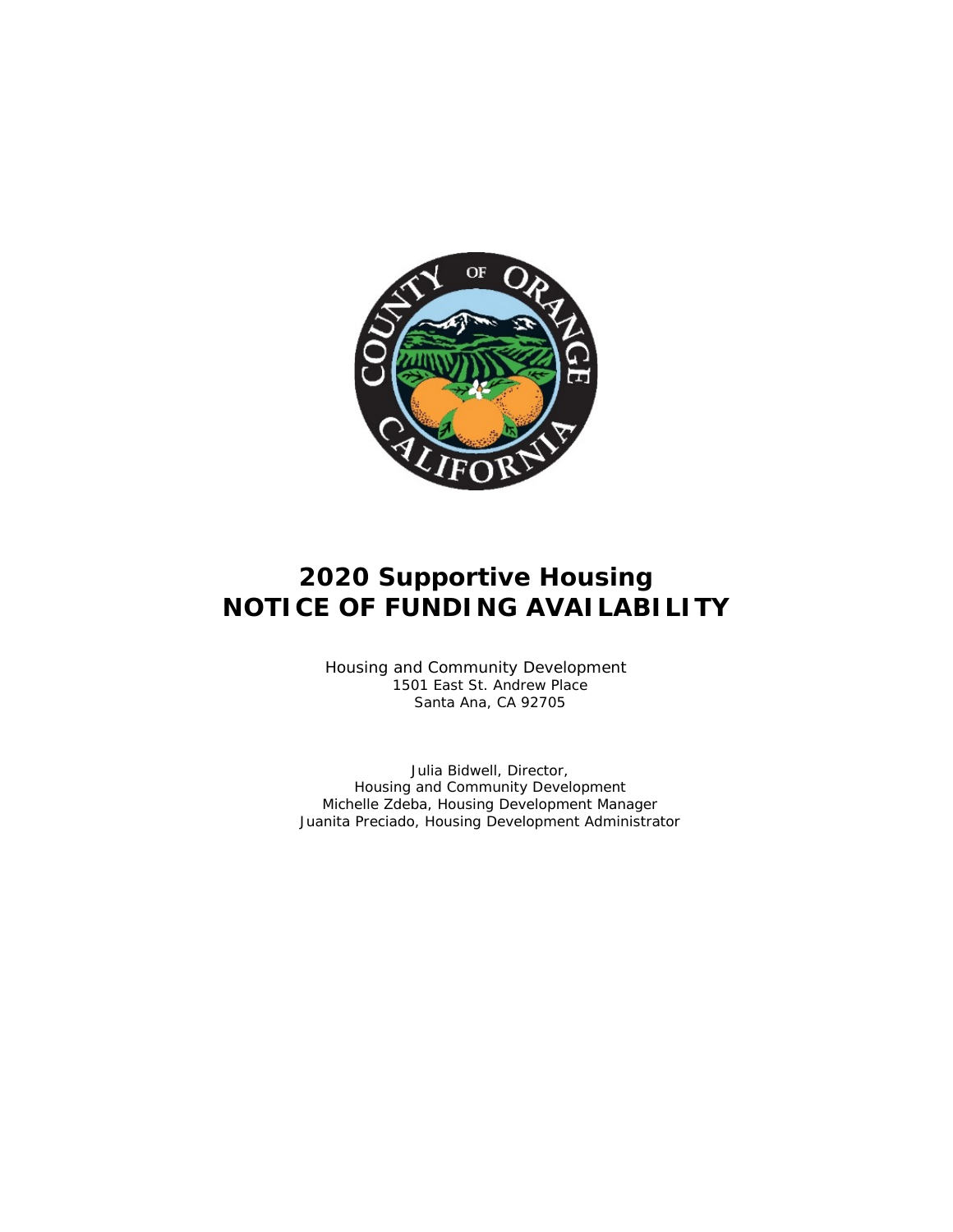# 2020 Supportive Housing
# NOTICE OF FUNDING AVAILABILITY

Housing and Community Development
1501 East St. Andrew Place
Santa Ana, CA 92705

Julia Bidwell, Director,
Housing and Community Development
Michelle Zdeba, Housing Development Manager
Juanita Preciado, Housing Development Administrator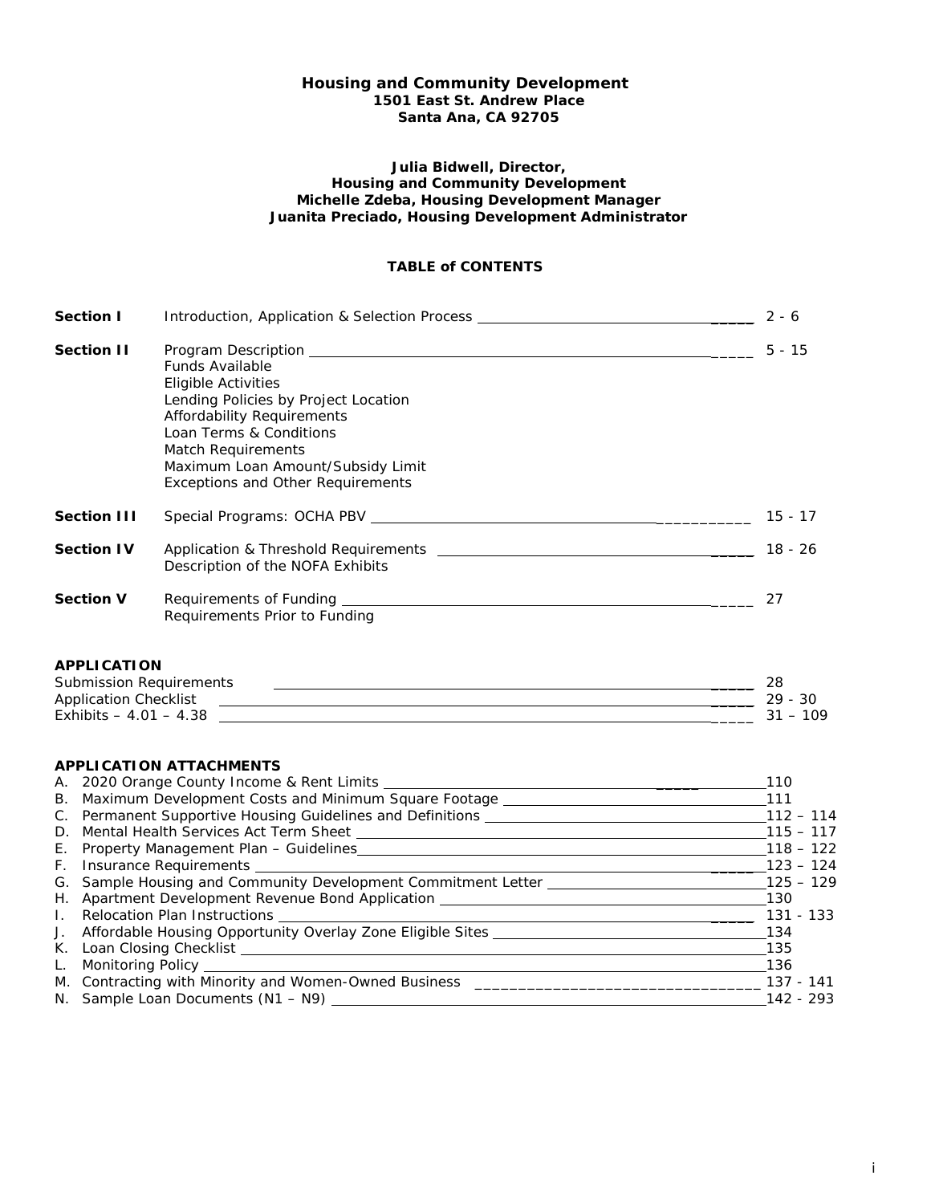**Housing and Community Development**
**1501 East St. Andrew Place**
**Santa Ana, CA 92705**

**Julia Bidwell, Director,**
**Housing and Community Development**
**Michelle Zdeba, Housing Development Manager**
**Juanita Preciado, Housing Development Administrator**

## TABLE of CONTENTS

| | | |
|---|---|---|
| **Section I** | Introduction, Application & Selection Process | 2 - 6 |
| **Section II** | Program Description<br>Funds Available<br>Eligible Activities<br>Lending Policies by Project Location<br>Affordability Requirements<br>Loan Terms & Conditions<br>Match Requirements<br>Maximum Loan Amount/Subsidy Limit<br>Exceptions and Other Requirements | 5 - 15 |
| **Section III** | Special Programs: OCHA PBV | 15 - 17 |
| **Section IV** | Application & Threshold Requirements<br>Description of the NOFA Exhibits | 18 - 26 |
| **Section V** | Requirements of Funding<br>Requirements Prior to Funding | 27 |

### APPLICATION

| | |
|---|---|
| Submission Requirements | 28 |
| Application Checklist | 29 - 30 |
| Exhibits – 4.01 – 4.38 | 31 – 109 |

### APPLICATION ATTACHMENTS

| | |
|---|---|
| A. 2020 Orange County Income & Rent Limits | 110 |
| B. Maximum Development Costs and Minimum Square Footage | 111 |
| C. Permanent Supportive Housing Guidelines and Definitions | 112 – 114 |
| D. Mental Health Services Act Term Sheet | 115 – 117 |
| E. Property Management Plan – Guidelines | 118 – 122 |
| F. Insurance Requirements | 123 – 124 |
| G. Sample Housing and Community Development Commitment Letter | 125 – 129 |
| H. Apartment Development Revenue Bond Application | 130 |
| I. Relocation Plan Instructions | 131 - 133 |
| J. Affordable Housing Opportunity Overlay Zone Eligible Sites | 134 |
| K. Loan Closing Checklist | 135 |
| L. Monitoring Policy | 136 |
| M. Contracting with Minority and Women-Owned Business | 137 - 141 |
| N. Sample Loan Documents (N1 – N9) | 142 - 293 |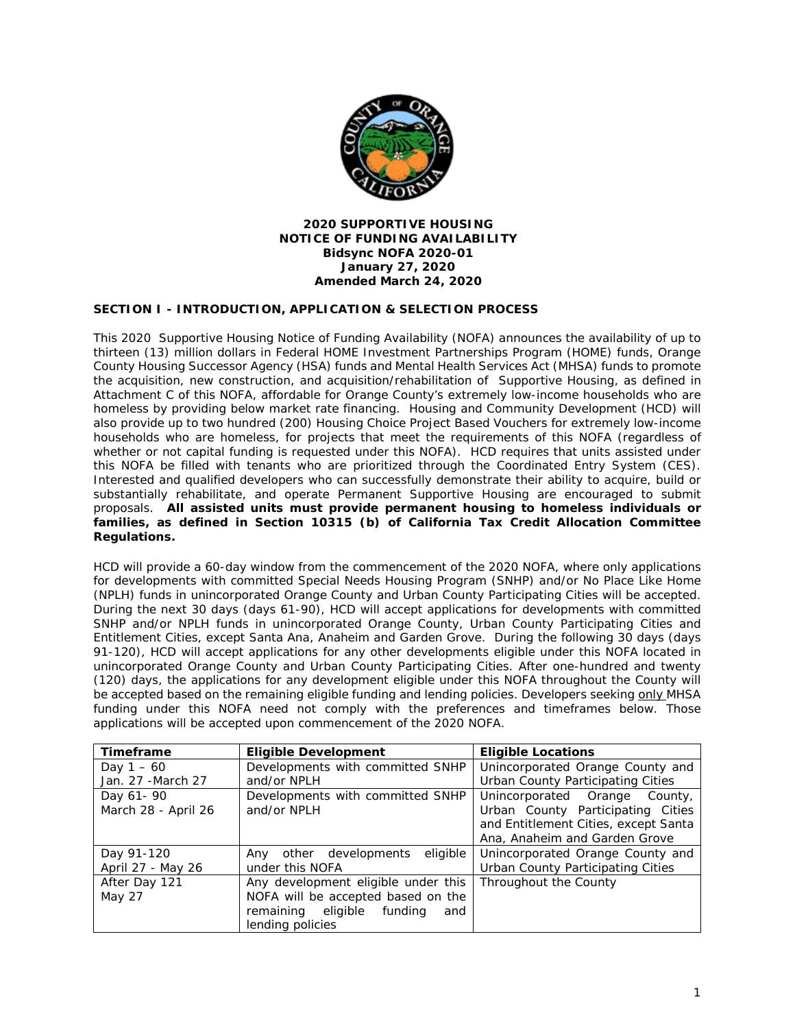**2020 SUPPORTIVE HOUSING**
**NOTICE OF FUNDING AVAILABILITY**
**Bidsync NOFA 2020-01**
**January 27, 2020**
**Amended March 24, 2020**

## SECTION I - INTRODUCTION, APPLICATION & SELECTION PROCESS

This 2020 Supportive Housing Notice of Funding Availability (NOFA) announces the availability of up to thirteen (13) million dollars in Federal HOME Investment Partnerships Program (HOME) funds, Orange County Housing Successor Agency (HSA) funds and Mental Health Services Act (MHSA) funds to promote the acquisition, new construction, and acquisition/rehabilitation of Supportive Housing, as defined in Attachment C of this NOFA, affordable for Orange County's extremely low-income households who are homeless by providing below market rate financing. Housing and Community Development (HCD) will also provide up to two hundred (200) Housing Choice Project Based Vouchers for extremely low-income households who are homeless, for projects that meet the requirements of this NOFA (regardless of whether or not capital funding is requested under this NOFA). HCD requires that units assisted under this NOFA be filled with tenants who are prioritized through the Coordinated Entry System (CES). Interested and qualified developers who can successfully demonstrate their ability to acquire, build or substantially rehabilitate, and operate Permanent Supportive Housing are encouraged to submit proposals. **All assisted units must provide permanent housing to homeless individuals or families, as defined in Section 10315 (b) of California Tax Credit Allocation Committee Regulations.**

HCD will provide a 60-day window from the commencement of the 2020 NOFA, where only applications for developments with committed Special Needs Housing Program (SNHP) and/or No Place Like Home (NPLH) funds in unincorporated Orange County and Urban County Participating Cities will be accepted. During the next 30 days (days 61-90), HCD will accept applications for developments with committed SNHP and/or NPLH funds in unincorporated Orange County, Urban County Participating Cities and Entitlement Cities, except Santa Ana, Anaheim and Garden Grove. During the following 30 days (days 91-120), HCD will accept applications for any other developments eligible under this NOFA located in unincorporated Orange County and Urban County Participating Cities. After one-hundred and twenty (120) days, the applications for any development eligible under this NOFA throughout the County will be accepted based on the remaining eligible funding and lending policies. Developers seeking only MHSA funding under this NOFA need not comply with the preferences and timeframes below. Those applications will be accepted upon commencement of the 2020 NOFA.

| Timeframe | Eligible Development | Eligible Locations |
|---|---|---|
| Day 1 – 60<br>Jan. 27 -March 27 | Developments with committed SNHP and/or NPLH | Unincorporated Orange County and Urban County Participating Cities |
| Day 61- 90<br>March 28 - April 26 | Developments with committed SNHP and/or NPLH | Unincorporated Orange County, Urban County Participating Cities and Entitlement Cities, except Santa Ana, Anaheim and Garden Grove |
| Day 91-120<br>April 27 - May 26 | Any other developments eligible under this NOFA | Unincorporated Orange County and Urban County Participating Cities |
| After Day 121<br>May 27 | Any development eligible under this NOFA will be accepted based on the remaining eligible funding and lending policies | Throughout the County |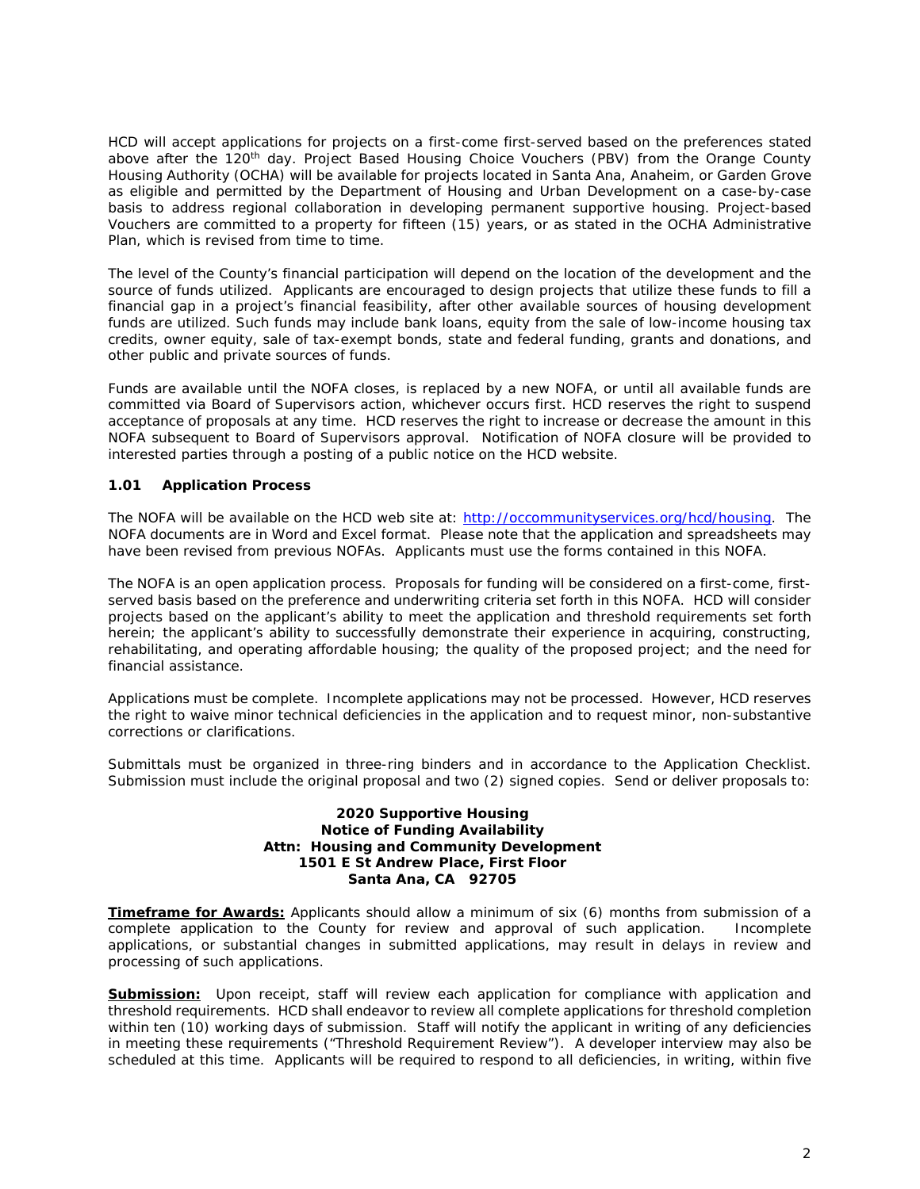HCD will accept applications for projects on a first-come first-served based on the preferences stated above after the 120th day. Project Based Housing Choice Vouchers (PBV) from the Orange County Housing Authority (OCHA) will be available for projects located in Santa Ana, Anaheim, or Garden Grove as eligible and permitted by the Department of Housing and Urban Development on a case-by-case basis to address regional collaboration in developing permanent supportive housing. Project-based Vouchers are committed to a property for fifteen (15) years, or as stated in the OCHA Administrative Plan, which is revised from time to time.

The level of the County's financial participation will depend on the location of the development and the source of funds utilized. Applicants are encouraged to design projects that utilize these funds to fill a financial gap in a project's financial feasibility, after other available sources of housing development funds are utilized. Such funds may include bank loans, equity from the sale of low-income housing tax credits, owner equity, sale of tax-exempt bonds, state and federal funding, grants and donations, and other public and private sources of funds.

Funds are available until the NOFA closes, is replaced by a new NOFA, or until all available funds are committed via Board of Supervisors action, whichever occurs first. HCD reserves the right to suspend acceptance of proposals at any time. HCD reserves the right to increase or decrease the amount in this NOFA subsequent to Board of Supervisors approval. Notification of NOFA closure will be provided to interested parties through a posting of a public notice on the HCD website.

### 1.01 Application Process

The NOFA will be available on the HCD web site at: http://occommunityservices.org/hcd/housing. The NOFA documents are in Word and Excel format. Please note that the application and spreadsheets may have been revised from previous NOFAs. Applicants must use the forms contained in this NOFA.

The NOFA is an open application process. Proposals for funding will be considered on a first-come, first-served basis based on the preference and underwriting criteria set forth in this NOFA. HCD will consider projects based on the applicant's ability to meet the application and threshold requirements set forth herein; the applicant's ability to successfully demonstrate their experience in acquiring, constructing, rehabilitating, and operating affordable housing; the quality of the proposed project; and the need for financial assistance.

Applications must be complete. Incomplete applications may not be processed. However, HCD reserves the right to waive minor technical deficiencies in the application and to request minor, non-substantive corrections or clarifications.

Submittals must be organized in three-ring binders and in accordance to the Application Checklist. Submission must include the original proposal and two (2) signed copies. Send or deliver proposals to:

**2020 Supportive Housing**
**Notice of Funding Availability**
**Attn: Housing and Community Development**
**1501 E St Andrew Place, First Floor**
**Santa Ana, CA 92705**

**Timeframe for Awards:** Applicants should allow a minimum of six (6) months from submission of a complete application to the County for review and approval of such application. Incomplete applications, or substantial changes in submitted applications, may result in delays in review and processing of such applications.

**Submission:** Upon receipt, staff will review each application for compliance with application and threshold requirements. HCD shall endeavor to review all complete applications for threshold completion within ten (10) working days of submission. Staff will notify the applicant in writing of any deficiencies in meeting these requirements ("Threshold Requirement Review"). A developer interview may also be scheduled at this time. Applicants will be required to respond to all deficiencies, in writing, within five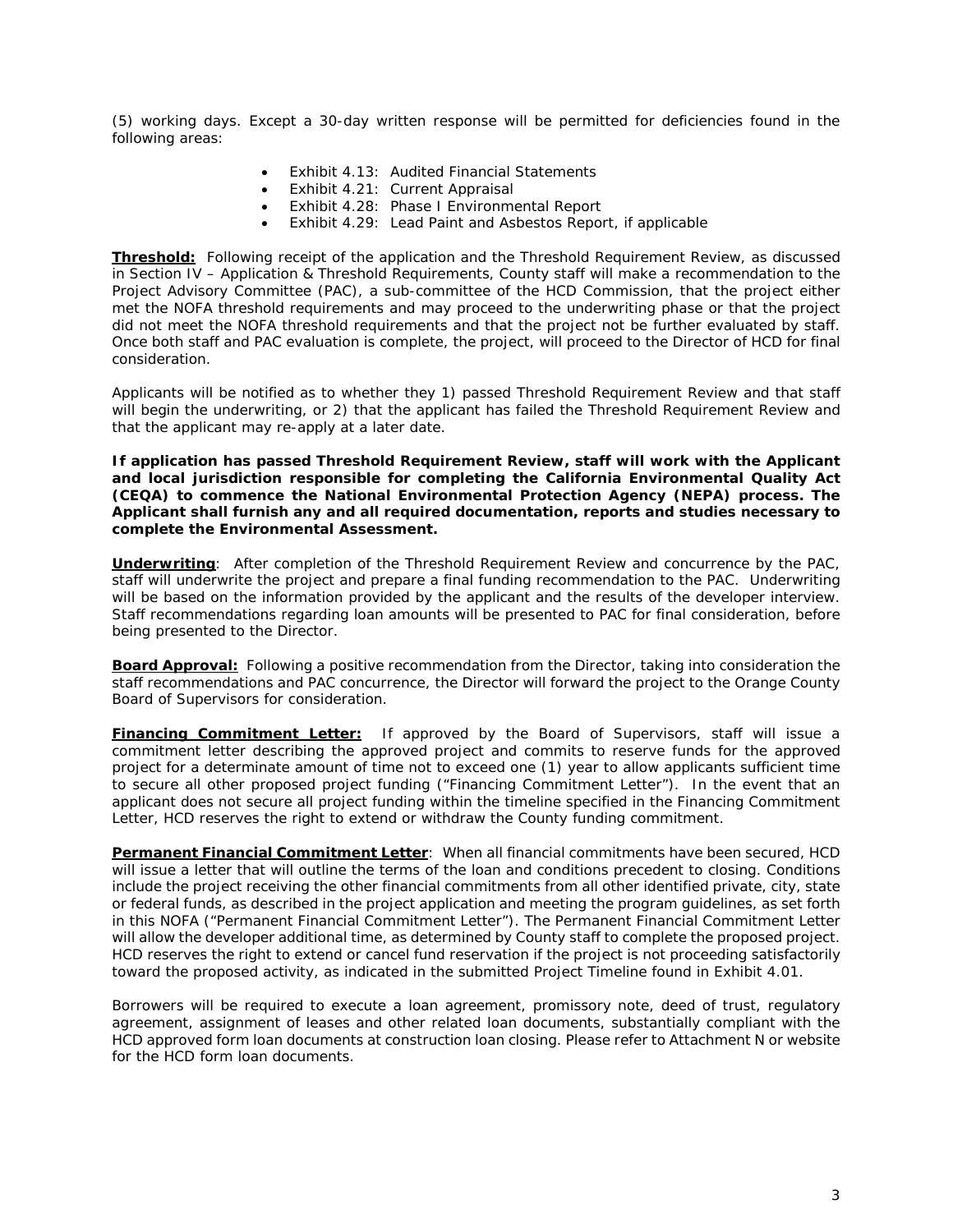(5) working days. Except a 30-day written response will be permitted for deficiencies found in the following areas:

- Exhibit 4.13: Audited Financial Statements
- Exhibit 4.21: Current Appraisal
- Exhibit 4.28: Phase I Environmental Report
- Exhibit 4.29: Lead Paint and Asbestos Report, if applicable

**Threshold:** Following receipt of the application and the Threshold Requirement Review, as discussed in Section IV – Application & Threshold Requirements, County staff will make a recommendation to the Project Advisory Committee (PAC), a sub-committee of the HCD Commission, that the project either met the NOFA threshold requirements and may proceed to the underwriting phase or that the project did not meet the NOFA threshold requirements and that the project not be further evaluated by staff. Once both staff and PAC evaluation is complete, the project, will proceed to the Director of HCD for final consideration.

Applicants will be notified as to whether they 1) passed Threshold Requirement Review and that staff will begin the underwriting, or 2) that the applicant has failed the Threshold Requirement Review and that the applicant may re-apply at a later date.

**If application has passed Threshold Requirement Review, staff will work with the Applicant and local jurisdiction responsible for completing the California Environmental Quality Act (CEQA) to commence the National Environmental Protection Agency (NEPA) process. The Applicant shall furnish any and all required documentation, reports and studies necessary to complete the Environmental Assessment.**

**Underwriting**: After completion of the Threshold Requirement Review and concurrence by the PAC, staff will underwrite the project and prepare a final funding recommendation to the PAC. Underwriting will be based on the information provided by the applicant and the results of the developer interview. Staff recommendations regarding loan amounts will be presented to PAC for final consideration, before being presented to the Director.

**Board Approval:** Following a positive recommendation from the Director, taking into consideration the staff recommendations and PAC concurrence, the Director will forward the project to the Orange County Board of Supervisors for consideration.

**Financing Commitment Letter:** If approved by the Board of Supervisors, staff will issue a commitment letter describing the approved project and commits to reserve funds for the approved project for a determinate amount of time not to exceed one (1) year to allow applicants sufficient time to secure all other proposed project funding ("Financing Commitment Letter"). In the event that an applicant does not secure all project funding within the timeline specified in the Financing Commitment Letter, HCD reserves the right to extend or withdraw the County funding commitment.

**Permanent Financial Commitment Letter**: When all financial commitments have been secured, HCD will issue a letter that will outline the terms of the loan and conditions precedent to closing. Conditions include the project receiving the other financial commitments from all other identified private, city, state or federal funds, as described in the project application and meeting the program guidelines, as set forth in this NOFA ("Permanent Financial Commitment Letter"). The Permanent Financial Commitment Letter will allow the developer additional time, as determined by County staff to complete the proposed project. HCD reserves the right to extend or cancel fund reservation if the project is not proceeding satisfactorily toward the proposed activity, as indicated in the submitted Project Timeline found in Exhibit 4.01.

Borrowers will be required to execute a loan agreement, promissory note, deed of trust, regulatory agreement, assignment of leases and other related loan documents, substantially compliant with the HCD approved form loan documents at construction loan closing. Please refer to Attachment N or website for the HCD form loan documents.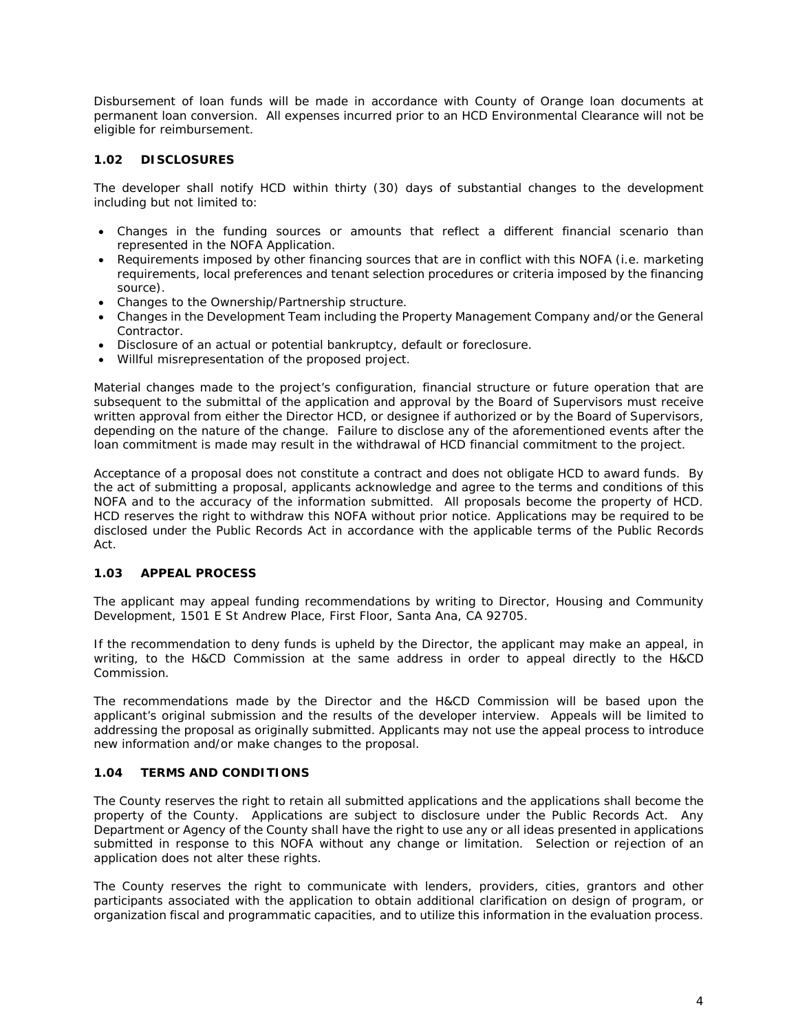Disbursement of loan funds will be made in accordance with County of Orange loan documents at permanent loan conversion. All expenses incurred prior to an HCD Environmental Clearance will not be eligible for reimbursement.

### 1.02 DISCLOSURES

The developer shall notify HCD within thirty (30) days of substantial changes to the development including but not limited to:

- Changes in the funding sources or amounts that reflect a different financial scenario than represented in the NOFA Application.
- Requirements imposed by other financing sources that are in conflict with this NOFA (i.e. marketing requirements, local preferences and tenant selection procedures or criteria imposed by the financing source).
- Changes to the Ownership/Partnership structure.
- Changes in the Development Team including the Property Management Company and/or the General Contractor.
- Disclosure of an actual or potential bankruptcy, default or foreclosure.
- Willful misrepresentation of the proposed project.

Material changes made to the project's configuration, financial structure or future operation that are subsequent to the submittal of the application and approval by the Board of Supervisors must receive written approval from either the Director HCD, or designee if authorized or by the Board of Supervisors, depending on the nature of the change. Failure to disclose any of the aforementioned events after the loan commitment is made may result in the withdrawal of HCD financial commitment to the project.

Acceptance of a proposal does not constitute a contract and does not obligate HCD to award funds. By the act of submitting a proposal, applicants acknowledge and agree to the terms and conditions of this NOFA and to the accuracy of the information submitted. All proposals become the property of HCD. HCD reserves the right to withdraw this NOFA without prior notice. Applications may be required to be disclosed under the Public Records Act in accordance with the applicable terms of the Public Records Act.

### 1.03 APPEAL PROCESS

The applicant may appeal funding recommendations by writing to Director, Housing and Community Development, 1501 E St Andrew Place, First Floor, Santa Ana, CA 92705.

If the recommendation to deny funds is upheld by the Director, the applicant may make an appeal, in writing, to the H&CD Commission at the same address in order to appeal directly to the H&CD Commission.

The recommendations made by the Director and the H&CD Commission will be based upon the applicant's original submission and the results of the developer interview. Appeals will be limited to addressing the proposal as originally submitted. Applicants may not use the appeal process to introduce new information and/or make changes to the proposal.

### 1.04 TERMS AND CONDITIONS

The County reserves the right to retain all submitted applications and the applications shall become the property of the County. Applications are subject to disclosure under the Public Records Act. Any Department or Agency of the County shall have the right to use any or all ideas presented in applications submitted in response to this NOFA without any change or limitation. Selection or rejection of an application does not alter these rights.

The County reserves the right to communicate with lenders, providers, cities, grantors and other participants associated with the application to obtain additional clarification on design of program, or organization fiscal and programmatic capacities, and to utilize this information in the evaluation process.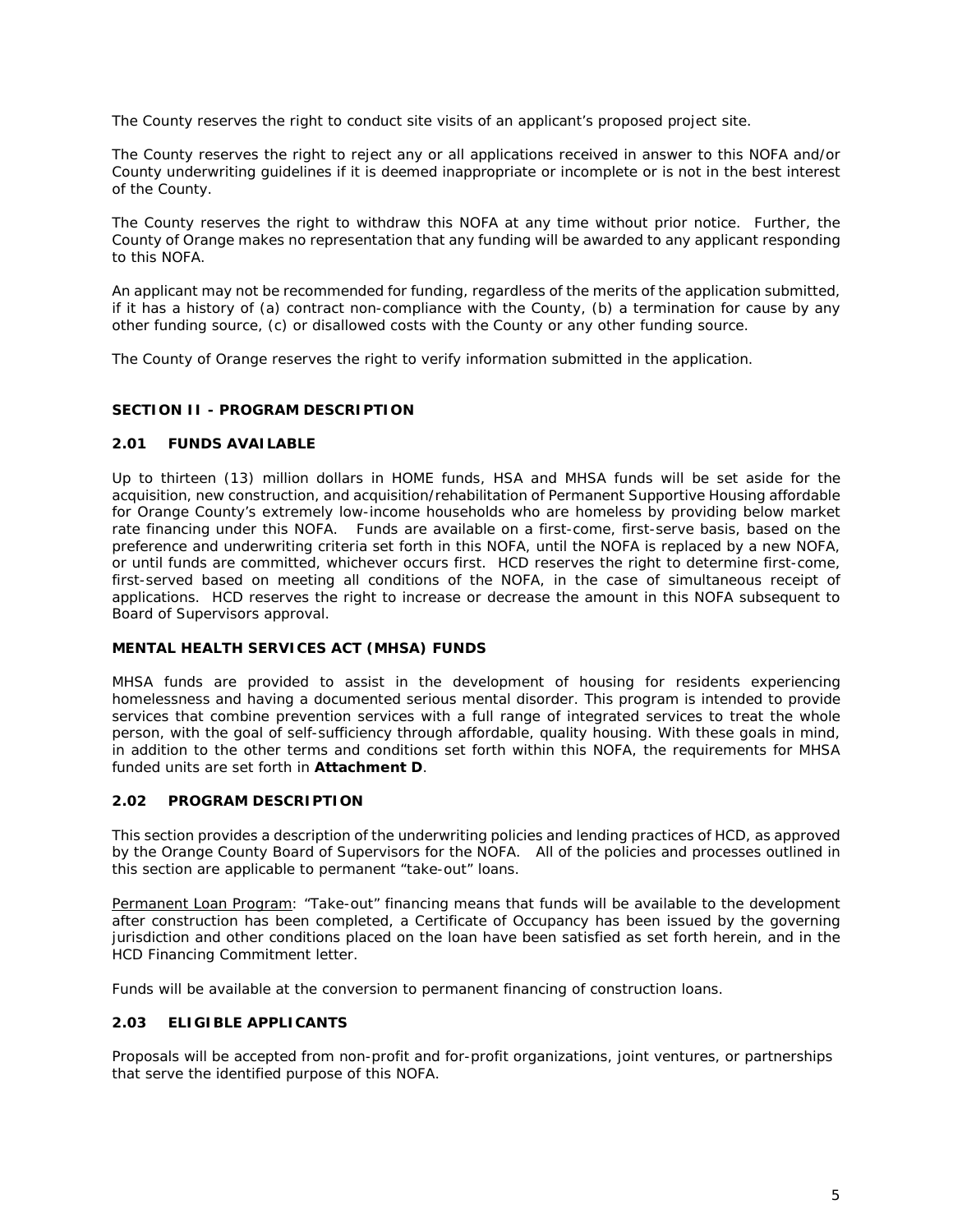The County reserves the right to conduct site visits of an applicant's proposed project site.

The County reserves the right to reject any or all applications received in answer to this NOFA and/or County underwriting guidelines if it is deemed inappropriate or incomplete or is not in the best interest of the County.

The County reserves the right to withdraw this NOFA at any time without prior notice. Further, the County of Orange makes no representation that any funding will be awarded to any applicant responding to this NOFA.

An applicant may not be recommended for funding, regardless of the merits of the application submitted, if it has a history of (a) contract non-compliance with the County, (b) a termination for cause by any other funding source, (c) or disallowed costs with the County or any other funding source.

The County of Orange reserves the right to verify information submitted in the application.

## SECTION II - PROGRAM DESCRIPTION

### 2.01 FUNDS AVAILABLE

Up to thirteen (13) million dollars in HOME funds, HSA and MHSA funds will be set aside for the acquisition, new construction, and acquisition/rehabilitation of Permanent Supportive Housing affordable for Orange County's extremely low-income households who are homeless by providing below market rate financing under this NOFA. Funds are available on a first-come, first-serve basis, based on the preference and underwriting criteria set forth in this NOFA, until the NOFA is replaced by a new NOFA, or until funds are committed, whichever occurs first. HCD reserves the right to determine first-come, first-served based on meeting all conditions of the NOFA, in the case of simultaneous receipt of applications. HCD reserves the right to increase or decrease the amount in this NOFA subsequent to Board of Supervisors approval.

### MENTAL HEALTH SERVICES ACT (MHSA) FUNDS

MHSA funds are provided to assist in the development of housing for residents experiencing homelessness and having a documented serious mental disorder. This program is intended to provide services that combine prevention services with a full range of integrated services to treat the whole person, with the goal of self-sufficiency through affordable, quality housing. With these goals in mind, in addition to the other terms and conditions set forth within this NOFA, the requirements for MHSA funded units are set forth in **Attachment D**.

### 2.02 PROGRAM DESCRIPTION

This section provides a description of the underwriting policies and lending practices of HCD, as approved by the Orange County Board of Supervisors for the NOFA. All of the policies and processes outlined in this section are applicable to permanent "take-out" loans.

Permanent Loan Program: "Take-out" financing means that funds will be available to the development after construction has been completed, a Certificate of Occupancy has been issued by the governing jurisdiction and other conditions placed on the loan have been satisfied as set forth herein, and in the HCD Financing Commitment letter.

Funds will be available at the conversion to permanent financing of construction loans.

### 2.03 ELIGIBLE APPLICANTS

Proposals will be accepted from non-profit and for-profit organizations, joint ventures, or partnerships that serve the identified purpose of this NOFA.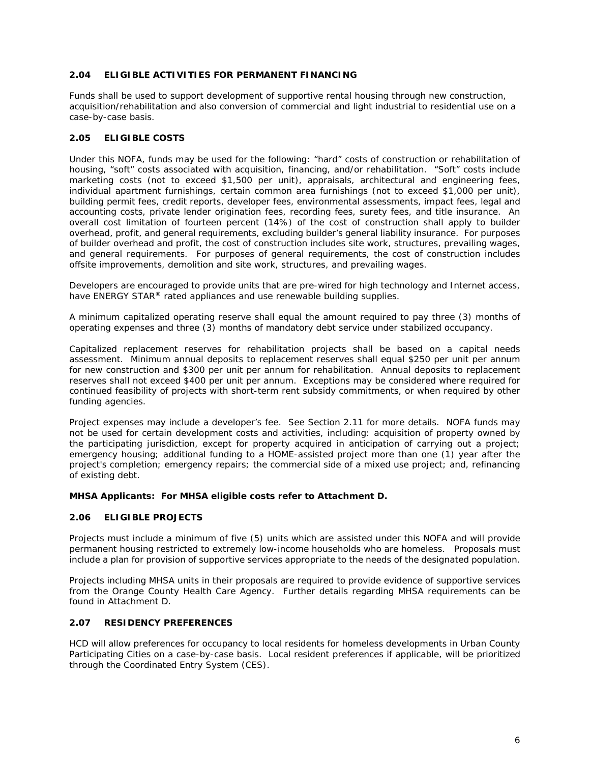## 2.04 ELIGIBLE ACTIVITIES FOR PERMANENT FINANCING

Funds shall be used to support development of supportive rental housing through new construction, acquisition/rehabilitation and also conversion of commercial and light industrial to residential use on a case-by-case basis.

## 2.05 ELIGIBLE COSTS

Under this NOFA, funds may be used for the following: "hard" costs of construction or rehabilitation of housing, "soft" costs associated with acquisition, financing, and/or rehabilitation. "Soft" costs include marketing costs (not to exceed $1,500 per unit), appraisals, architectural and engineering fees, individual apartment furnishings, certain common area furnishings (not to exceed $1,000 per unit), building permit fees, credit reports, developer fees, environmental assessments, impact fees, legal and accounting costs, private lender origination fees, recording fees, surety fees, and title insurance. An overall cost limitation of fourteen percent (14%) of the cost of construction shall apply to builder overhead, profit, and general requirements, excluding builder's general liability insurance. For purposes of builder overhead and profit, the cost of construction includes site work, structures, prevailing wages, and general requirements. For purposes of general requirements, the cost of construction includes offsite improvements, demolition and site work, structures, and prevailing wages.

Developers are encouraged to provide units that are pre-wired for high technology and Internet access, have ENERGY STAR® rated appliances and use renewable building supplies.

A minimum capitalized operating reserve shall equal the amount required to pay three (3) months of operating expenses and three (3) months of mandatory debt service under stabilized occupancy.

Capitalized replacement reserves for rehabilitation projects shall be based on a capital needs assessment. Minimum annual deposits to replacement reserves shall equal $250 per unit per annum for new construction and $300 per unit per annum for rehabilitation. Annual deposits to replacement reserves shall not exceed $400 per unit per annum. Exceptions may be considered where required for continued feasibility of projects with short-term rent subsidy commitments, or when required by other funding agencies.

Project expenses may include a developer's fee. See Section 2.11 for more details. NOFA funds may not be used for certain development costs and activities, including: acquisition of property owned by the participating jurisdiction, except for property acquired in anticipation of carrying out a project; emergency housing; additional funding to a HOME-assisted project more than one (1) year after the project's completion; emergency repairs; the commercial side of a mixed use project; and, refinancing of existing debt.

**MHSA Applicants: For MHSA eligible costs refer to Attachment D.**

## 2.06 ELIGIBLE PROJECTS

Projects must include a minimum of five (5) units which are assisted under this NOFA and will provide permanent housing restricted to extremely low-income households who are homeless. Proposals must include a plan for provision of supportive services appropriate to the needs of the designated population.

Projects including MHSA units in their proposals are required to provide evidence of supportive services from the Orange County Health Care Agency. Further details regarding MHSA requirements can be found in Attachment D.

## 2.07 RESIDENCY PREFERENCES

HCD will allow preferences for occupancy to local residents for homeless developments in Urban County Participating Cities on a case-by-case basis. Local resident preferences if applicable, will be prioritized through the Coordinated Entry System (CES).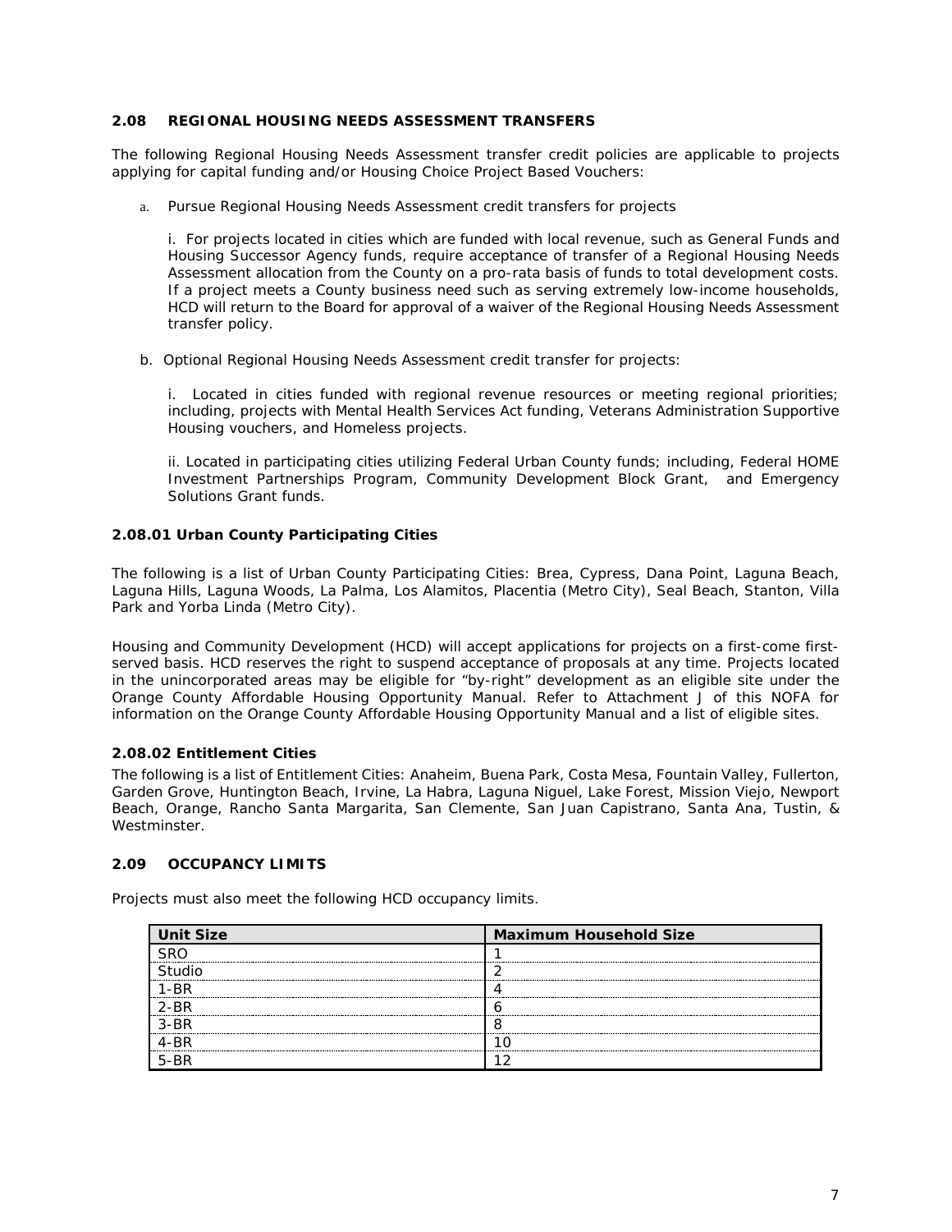## 2.08 REGIONAL HOUSING NEEDS ASSESSMENT TRANSFERS

The following Regional Housing Needs Assessment transfer credit policies are applicable to projects applying for capital funding and/or Housing Choice Project Based Vouchers:

a. Pursue Regional Housing Needs Assessment credit transfers for projects

   i. For projects located in cities which are funded with local revenue, such as General Funds and Housing Successor Agency funds, require acceptance of transfer of a Regional Housing Needs Assessment allocation from the County on a pro-rata basis of funds to total development costs. If a project meets a County business need such as serving extremely low-income households, HCD will return to the Board for approval of a waiver of the Regional Housing Needs Assessment transfer policy.

b. Optional Regional Housing Needs Assessment credit transfer for projects:

   i. Located in cities funded with regional revenue resources or meeting regional priorities; including, projects with Mental Health Services Act funding, Veterans Administration Supportive Housing vouchers, and Homeless projects.

   ii. Located in participating cities utilizing Federal Urban County funds; including, Federal HOME Investment Partnerships Program, Community Development Block Grant, and Emergency Solutions Grant funds.

### 2.08.01 Urban County Participating Cities

The following is a list of Urban County Participating Cities: Brea, Cypress, Dana Point, Laguna Beach, Laguna Hills, Laguna Woods, La Palma, Los Alamitos, Placentia (Metro City), Seal Beach, Stanton, Villa Park and Yorba Linda (Metro City).

Housing and Community Development (HCD) will accept applications for projects on a first-come first-served basis. HCD reserves the right to suspend acceptance of proposals at any time. Projects located in the unincorporated areas may be eligible for "by-right" development as an eligible site under the Orange County Affordable Housing Opportunity Manual. Refer to Attachment J of this NOFA for information on the Orange County Affordable Housing Opportunity Manual and a list of eligible sites.

### 2.08.02 Entitlement Cities

The following is a list of Entitlement Cities: Anaheim, Buena Park, Costa Mesa, Fountain Valley, Fullerton, Garden Grove, Huntington Beach, Irvine, La Habra, Laguna Niguel, Lake Forest, Mission Viejo, Newport Beach, Orange, Rancho Santa Margarita, San Clemente, San Juan Capistrano, Santa Ana, Tustin, & Westminster.

## 2.09 OCCUPANCY LIMITS

Projects must also meet the following HCD occupancy limits.

| Unit Size | Maximum Household Size |
|---|---|
| SRO | 1 |
| Studio | 2 |
| 1-BR | 4 |
| 2-BR | 6 |
| 3-BR | 8 |
| 4-BR | 10 |
| 5-BR | 12 |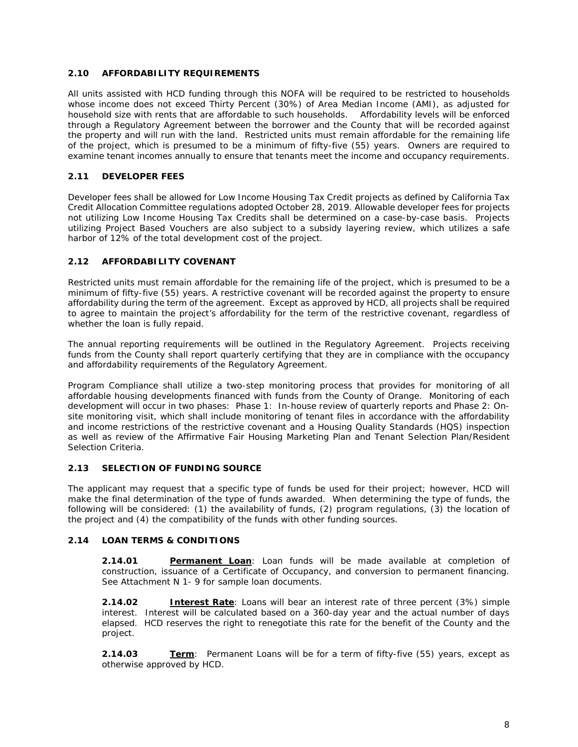### 2.10 AFFORDABILITY REQUIREMENTS

All units assisted with HCD funding through this NOFA will be required to be restricted to households whose income does not exceed Thirty Percent (30%) of Area Median Income (AMI), as adjusted for household size with rents that are affordable to such households. Affordability levels will be enforced through a Regulatory Agreement between the borrower and the County that will be recorded against the property and will run with the land. Restricted units must remain affordable for the remaining life of the project, which is presumed to be a minimum of fifty-five (55) years. Owners are required to examine tenant incomes annually to ensure that tenants meet the income and occupancy requirements.

### 2.11 DEVELOPER FEES

Developer fees shall be allowed for Low Income Housing Tax Credit projects as defined by California Tax Credit Allocation Committee regulations adopted October 28, 2019. Allowable developer fees for projects not utilizing Low Income Housing Tax Credits shall be determined on a case-by-case basis. Projects utilizing Project Based Vouchers are also subject to a subsidy layering review, which utilizes a safe harbor of 12% of the total development cost of the project.

### 2.12 AFFORDABILITY COVENANT

Restricted units must remain affordable for the remaining life of the project, which is presumed to be a minimum of fifty-five (55) years. A restrictive covenant will be recorded against the property to ensure affordability during the term of the agreement. Except as approved by HCD, all projects shall be required to agree to maintain the project's affordability for the term of the restrictive covenant, regardless of whether the loan is fully repaid.

The annual reporting requirements will be outlined in the Regulatory Agreement. Projects receiving funds from the County shall report quarterly certifying that they are in compliance with the occupancy and affordability requirements of the Regulatory Agreement.

Program Compliance shall utilize a two-step monitoring process that provides for monitoring of all affordable housing developments financed with funds from the County of Orange. Monitoring of each development will occur in two phases: Phase 1: In-house review of quarterly reports and Phase 2: On-site monitoring visit, which shall include monitoring of tenant files in accordance with the affordability and income restrictions of the restrictive covenant and a Housing Quality Standards (HQS) inspection as well as review of the Affirmative Fair Housing Marketing Plan and Tenant Selection Plan/Resident Selection Criteria.

### 2.13 SELECTION OF FUNDING SOURCE

The applicant may request that a specific type of funds be used for their project; however, HCD will make the final determination of the type of funds awarded. When determining the type of funds, the following will be considered: (1) the availability of funds, (2) program regulations, (3) the location of the project and (4) the compatibility of the funds with other funding sources.

### 2.14 LOAN TERMS & CONDITIONS

**2.14.01** **Permanent Loan**: Loan funds will be made available at completion of construction, issuance of a Certificate of Occupancy, and conversion to permanent financing. See Attachment N 1- 9 for sample loan documents.

**2.14.02** **Interest Rate**: Loans will bear an interest rate of three percent (3%) simple interest. Interest will be calculated based on a 360-day year and the actual number of days elapsed. HCD reserves the right to renegotiate this rate for the benefit of the County and the project.

**2.14.03** **Term**: Permanent Loans will be for a term of fifty-five (55) years, except as otherwise approved by HCD.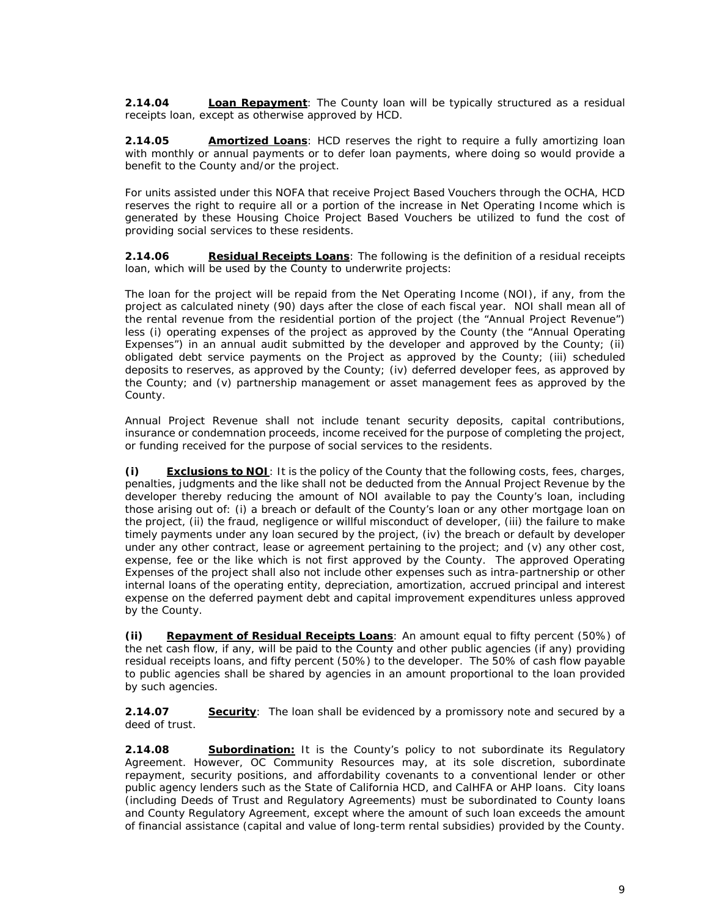**2.14.04** **Loan Repayment**: The County loan will be typically structured as a residual receipts loan, except as otherwise approved by HCD.

**2.14.05** **Amortized Loans**: HCD reserves the right to require a fully amortizing loan with monthly or annual payments or to defer loan payments, where doing so would provide a benefit to the County and/or the project.

For units assisted under this NOFA that receive Project Based Vouchers through the OCHA, HCD reserves the right to require all or a portion of the increase in Net Operating Income which is generated by these Housing Choice Project Based Vouchers be utilized to fund the cost of providing social services to these residents.

**2.14.06** **Residual Receipts Loans**: The following is the definition of a residual receipts loan, which will be used by the County to underwrite projects:

The loan for the project will be repaid from the Net Operating Income (NOI), if any, from the project as calculated ninety (90) days after the close of each fiscal year. NOI shall mean all of the rental revenue from the residential portion of the project (the "Annual Project Revenue") less (i) operating expenses of the project as approved by the County (the "Annual Operating Expenses") in an annual audit submitted by the developer and approved by the County; (ii) obligated debt service payments on the Project as approved by the County; (iii) scheduled deposits to reserves, as approved by the County; (iv) deferred developer fees, as approved by the County; and (v) partnership management or asset management fees as approved by the County.

Annual Project Revenue shall not include tenant security deposits, capital contributions, insurance or condemnation proceeds, income received for the purpose of completing the project, or funding received for the purpose of social services to the residents.

**(i)** **Exclusions to NOI**: It is the policy of the County that the following costs, fees, charges, penalties, judgments and the like shall not be deducted from the Annual Project Revenue by the developer thereby reducing the amount of NOI available to pay the County's loan, including those arising out of: (i) a breach or default of the County's loan or any other mortgage loan on the project, (ii) the fraud, negligence or willful misconduct of developer, (iii) the failure to make timely payments under any loan secured by the project, (iv) the breach or default by developer under any other contract, lease or agreement pertaining to the project; and (v) any other cost, expense, fee or the like which is not first approved by the County. The approved Operating Expenses of the project shall also not include other expenses such as intra-partnership or other internal loans of the operating entity, depreciation, amortization, accrued principal and interest expense on the deferred payment debt and capital improvement expenditures unless approved by the County.

**(ii)** **Repayment of Residual Receipts Loans**: An amount equal to fifty percent (50%) of the net cash flow, if any, will be paid to the County and other public agencies (if any) providing residual receipts loans, and fifty percent (50%) to the developer. The 50% of cash flow payable to public agencies shall be shared by agencies in an amount proportional to the loan provided by such agencies.

**2.14.07** **Security**: The loan shall be evidenced by a promissory note and secured by a deed of trust.

**2.14.08** **Subordination:** It is the County's policy to not subordinate its Regulatory Agreement. However, OC Community Resources may, at its sole discretion, subordinate repayment, security positions, and affordability covenants to a conventional lender or other public agency lenders such as the State of California HCD, and CalHFA or AHP loans. City loans (including Deeds of Trust and Regulatory Agreements) must be subordinated to County loans and County Regulatory Agreement, except where the amount of such loan exceeds the amount of financial assistance (capital and value of long-term rental subsidies) provided by the County.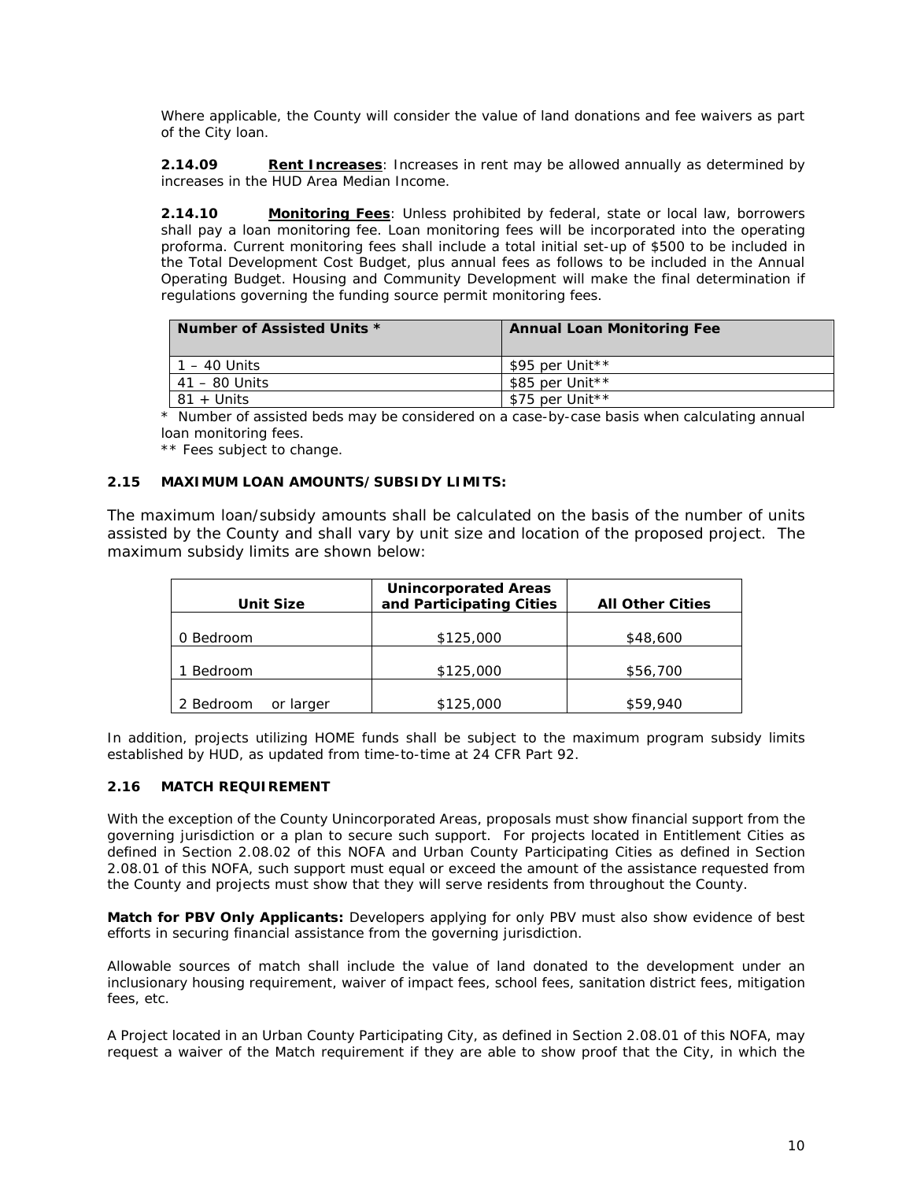Where applicable, the County will consider the value of land donations and fee waivers as part of the City loan.

**2.14.09** **Rent Increases**: Increases in rent may be allowed annually as determined by increases in the HUD Area Median Income.

**2.14.10** **Monitoring Fees**: Unless prohibited by federal, state or local law, borrowers shall pay a loan monitoring fee. Loan monitoring fees will be incorporated into the operating proforma. Current monitoring fees shall include a total initial set-up of $500 to be included in the Total Development Cost Budget, plus annual fees as follows to be included in the Annual Operating Budget. Housing and Community Development will make the final determination if regulations governing the funding source permit monitoring fees.

| Number of Assisted Units * | Annual Loan Monitoring Fee |
|---|---|
| 1 – 40 Units | $95 per Unit** |
| 41 – 80 Units | $85 per Unit** |
| 81 + Units | $75 per Unit** |

\* Number of assisted beds may be considered on a case-by-case basis when calculating annual loan monitoring fees.

** Fees subject to change.

### 2.15 MAXIMUM LOAN AMOUNTS/SUBSIDY LIMITS:

The maximum loan/subsidy amounts shall be calculated on the basis of the number of units assisted by the County and shall vary by unit size and location of the proposed project. The maximum subsidy limits are shown below:

| Unit Size | Unincorporated Areas and Participating Cities | All Other Cities |
|---|---|---|
| 0 Bedroom | $125,000 | $48,600 |
| 1 Bedroom | $125,000 | $56,700 |
| 2 Bedroom or larger | $125,000 | $59,940 |

In addition, projects utilizing HOME funds shall be subject to the maximum program subsidy limits established by HUD, as updated from time-to-time at 24 CFR Part 92.

### 2.16 MATCH REQUIREMENT

With the exception of the County Unincorporated Areas, proposals must show financial support from the governing jurisdiction or a plan to secure such support. For projects located in Entitlement Cities as defined in Section 2.08.02 of this NOFA and Urban County Participating Cities as defined in Section 2.08.01 of this NOFA, such support must equal or exceed the amount of the assistance requested from the County and projects must show that they will serve residents from throughout the County.

**Match for PBV Only Applicants:** Developers applying for only PBV must also show evidence of best efforts in securing financial assistance from the governing jurisdiction.

Allowable sources of match shall include the value of land donated to the development under an inclusionary housing requirement, waiver of impact fees, school fees, sanitation district fees, mitigation fees, etc.

A Project located in an Urban County Participating City, as defined in Section 2.08.01 of this NOFA, may request a waiver of the Match requirement if they are able to show proof that the City, in which the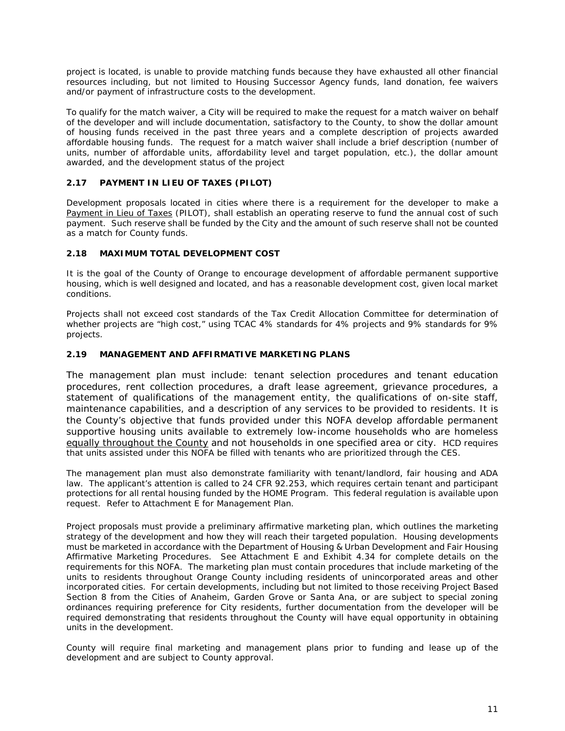project is located, is unable to provide matching funds because they have exhausted all other financial resources including, but not limited to Housing Successor Agency funds, land donation, fee waivers and/or payment of infrastructure costs to the development.

To qualify for the match waiver, a City will be required to make the request for a match waiver on behalf of the developer and will include documentation, satisfactory to the County, to show the dollar amount of housing funds received in the past three years and a complete description of projects awarded affordable housing funds. The request for a match waiver shall include a brief description (number of units, number of affordable units, affordability level and target population, etc.), the dollar amount awarded, and the development status of the project

### 2.17 PAYMENT IN LIEU OF TAXES (PILOT)

Development proposals located in cities where there is a requirement for the developer to make a Payment in Lieu of Taxes (PILOT), shall establish an operating reserve to fund the annual cost of such payment. Such reserve shall be funded by the City and the amount of such reserve shall not be counted as a match for County funds.

### 2.18 MAXIMUM TOTAL DEVELOPMENT COST

It is the goal of the County of Orange to encourage development of affordable permanent supportive housing, which is well designed and located, and has a reasonable development cost, given local market conditions.

Projects shall not exceed cost standards of the Tax Credit Allocation Committee for determination of whether projects are "high cost," using TCAC 4% standards for 4% projects and 9% standards for 9% projects.

### 2.19 MANAGEMENT AND AFFIRMATIVE MARKETING PLANS

The management plan must include: tenant selection procedures and tenant education procedures, rent collection procedures, a draft lease agreement, grievance procedures, a statement of qualifications of the management entity, the qualifications of on-site staff, maintenance capabilities, and a description of any services to be provided to residents. It is the County's objective that funds provided under this NOFA develop affordable permanent supportive housing units available to extremely low-income households who are homeless equally throughout the County and not households in one specified area or city. HCD requires that units assisted under this NOFA be filled with tenants who are prioritized through the CES.

The management plan must also demonstrate familiarity with tenant/landlord, fair housing and ADA law. The applicant's attention is called to 24 CFR 92.253, which requires certain tenant and participant protections for all rental housing funded by the HOME Program. This federal regulation is available upon request. Refer to Attachment E for Management Plan.

Project proposals must provide a preliminary affirmative marketing plan, which outlines the marketing strategy of the development and how they will reach their targeted population. Housing developments must be marketed in accordance with the Department of Housing & Urban Development and Fair Housing Affirmative Marketing Procedures. See Attachment E and Exhibit 4.34 for complete details on the requirements for this NOFA. The marketing plan must contain procedures that include marketing of the units to residents throughout Orange County including residents of unincorporated areas and other incorporated cities. For certain developments, including but not limited to those receiving Project Based Section 8 from the Cities of Anaheim, Garden Grove or Santa Ana, or are subject to special zoning ordinances requiring preference for City residents, further documentation from the developer will be required demonstrating that residents throughout the County will have equal opportunity in obtaining units in the development.

County will require final marketing and management plans prior to funding and lease up of the development and are subject to County approval.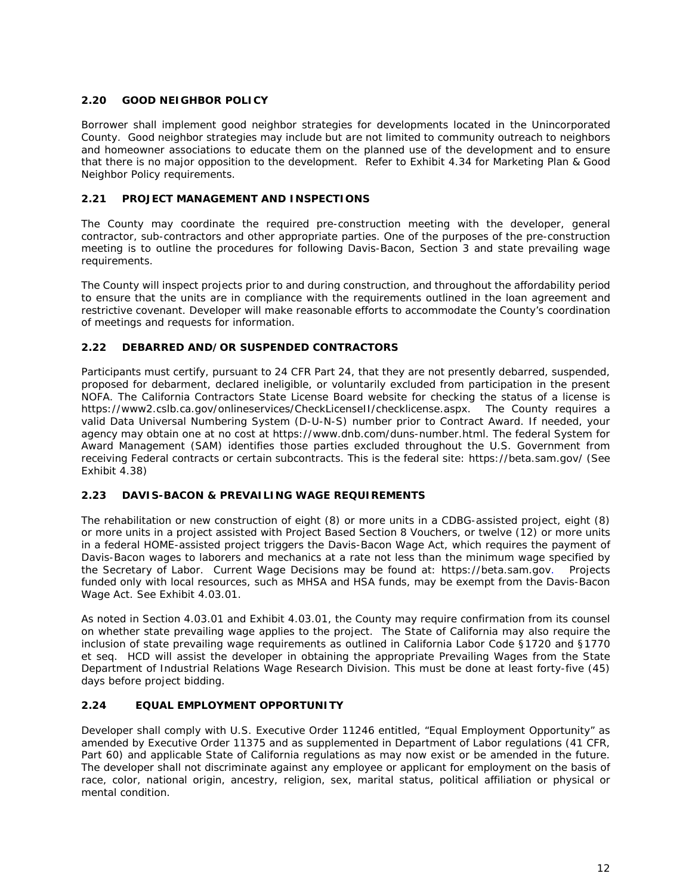### 2.20 GOOD NEIGHBOR POLICY

Borrower shall implement good neighbor strategies for developments located in the Unincorporated County. Good neighbor strategies may include but are not limited to community outreach to neighbors and homeowner associations to educate them on the planned use of the development and to ensure that there is no major opposition to the development. Refer to Exhibit 4.34 for Marketing Plan & Good Neighbor Policy requirements.

### 2.21 PROJECT MANAGEMENT AND INSPECTIONS

The County may coordinate the required pre-construction meeting with the developer, general contractor, sub-contractors and other appropriate parties. One of the purposes of the pre-construction meeting is to outline the procedures for following Davis-Bacon, Section 3 and state prevailing wage requirements.

The County will inspect projects prior to and during construction, and throughout the affordability period to ensure that the units are in compliance with the requirements outlined in the loan agreement and restrictive covenant. Developer will make reasonable efforts to accommodate the County's coordination of meetings and requests for information.

### 2.22 DEBARRED AND/OR SUSPENDED CONTRACTORS

Participants must certify, pursuant to 24 CFR Part 24, that they are not presently debarred, suspended, proposed for debarment, declared ineligible, or voluntarily excluded from participation in the present NOFA. The California Contractors State License Board website for checking the status of a license is https://www2.cslb.ca.gov/onlineservices/CheckLicenseII/checklicense.aspx. The County requires a valid Data Universal Numbering System (D-U-N-S) number prior to Contract Award. If needed, your agency may obtain one at no cost at https://www.dnb.com/duns-number.html. The federal System for Award Management (SAM) identifies those parties excluded throughout the U.S. Government from receiving Federal contracts or certain subcontracts. This is the federal site: https://beta.sam.gov/ (See Exhibit 4.38)

### 2.23 DAVIS-BACON & PREVAILING WAGE REQUIREMENTS

The rehabilitation or new construction of eight (8) or more units in a CDBG-assisted project, eight (8) or more units in a project assisted with Project Based Section 8 Vouchers, or twelve (12) or more units in a federal HOME-assisted project triggers the Davis-Bacon Wage Act, which requires the payment of Davis-Bacon wages to laborers and mechanics at a rate not less than the minimum wage specified by the Secretary of Labor. Current Wage Decisions may be found at: https://beta.sam.gov. Projects funded only with local resources, such as MHSA and HSA funds, may be exempt from the Davis-Bacon Wage Act. See Exhibit 4.03.01.

As noted in Section 4.03.01 and Exhibit 4.03.01, the County may require confirmation from its counsel on whether state prevailing wage applies to the project. The State of California may also require the inclusion of state prevailing wage requirements as outlined in California Labor Code §1720 and §1770 et seq. HCD will assist the developer in obtaining the appropriate Prevailing Wages from the State Department of Industrial Relations Wage Research Division. This must be done at least forty-five (45) days before project bidding.

### 2.24 EQUAL EMPLOYMENT OPPORTUNITY

Developer shall comply with U.S. Executive Order 11246 entitled, "Equal Employment Opportunity" as amended by Executive Order 11375 and as supplemented in Department of Labor regulations (41 CFR, Part 60) and applicable State of California regulations as may now exist or be amended in the future. The developer shall not discriminate against any employee or applicant for employment on the basis of race, color, national origin, ancestry, religion, sex, marital status, political affiliation or physical or mental condition.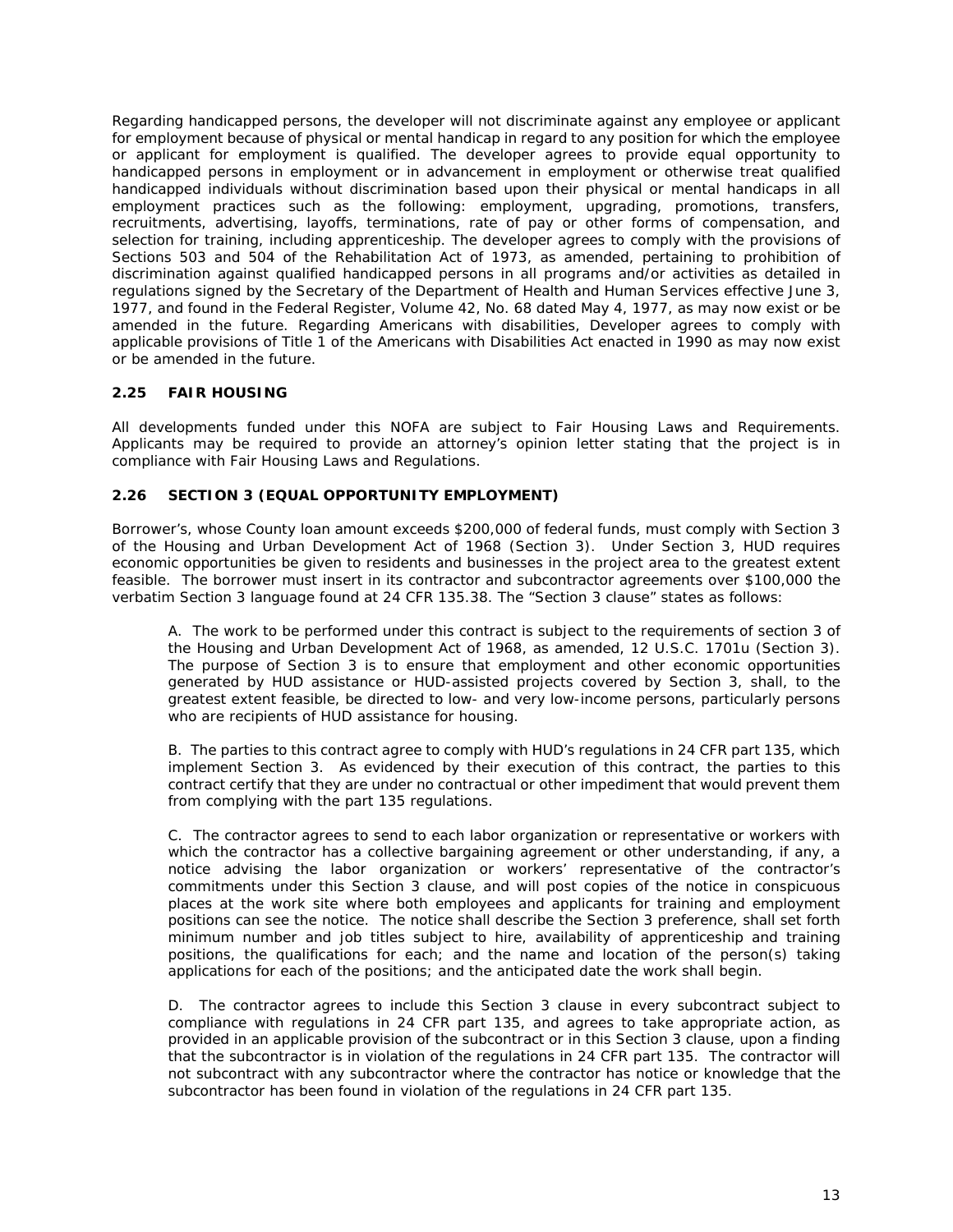Regarding handicapped persons, the developer will not discriminate against any employee or applicant for employment because of physical or mental handicap in regard to any position for which the employee or applicant for employment is qualified. The developer agrees to provide equal opportunity to handicapped persons in employment or in advancement in employment or otherwise treat qualified handicapped individuals without discrimination based upon their physical or mental handicaps in all employment practices such as the following: employment, upgrading, promotions, transfers, recruitments, advertising, layoffs, terminations, rate of pay or other forms of compensation, and selection for training, including apprenticeship. The developer agrees to comply with the provisions of Sections 503 and 504 of the Rehabilitation Act of 1973, as amended, pertaining to prohibition of discrimination against qualified handicapped persons in all programs and/or activities as detailed in regulations signed by the Secretary of the Department of Health and Human Services effective June 3, 1977, and found in the Federal Register, Volume 42, No. 68 dated May 4, 1977, as may now exist or be amended in the future. Regarding Americans with disabilities, Developer agrees to comply with applicable provisions of Title 1 of the Americans with Disabilities Act enacted in 1990 as may now exist or be amended in the future.

### 2.25 FAIR HOUSING

All developments funded under this NOFA are subject to Fair Housing Laws and Requirements. Applicants may be required to provide an attorney's opinion letter stating that the project is in compliance with Fair Housing Laws and Regulations.

### 2.26 SECTION 3 (EQUAL OPPORTUNITY EMPLOYMENT)

Borrower's, whose County loan amount exceeds $200,000 of federal funds, must comply with Section 3 of the Housing and Urban Development Act of 1968 (Section 3). Under Section 3, HUD requires economic opportunities be given to residents and businesses in the project area to the greatest extent feasible. The borrower must insert in its contractor and subcontractor agreements over $100,000 the verbatim Section 3 language found at 24 CFR 135.38. The "Section 3 clause" states as follows:

A. The work to be performed under this contract is subject to the requirements of section 3 of the Housing and Urban Development Act of 1968, as amended, 12 U.S.C. 1701u (Section 3). The purpose of Section 3 is to ensure that employment and other economic opportunities generated by HUD assistance or HUD-assisted projects covered by Section 3, shall, to the greatest extent feasible, be directed to low- and very low-income persons, particularly persons who are recipients of HUD assistance for housing.

B. The parties to this contract agree to comply with HUD's regulations in 24 CFR part 135, which implement Section 3. As evidenced by their execution of this contract, the parties to this contract certify that they are under no contractual or other impediment that would prevent them from complying with the part 135 regulations.

C. The contractor agrees to send to each labor organization or representative or workers with which the contractor has a collective bargaining agreement or other understanding, if any, a notice advising the labor organization or workers' representative of the contractor's commitments under this Section 3 clause, and will post copies of the notice in conspicuous places at the work site where both employees and applicants for training and employment positions can see the notice. The notice shall describe the Section 3 preference, shall set forth minimum number and job titles subject to hire, availability of apprenticeship and training positions, the qualifications for each; and the name and location of the person(s) taking applications for each of the positions; and the anticipated date the work shall begin.

D. The contractor agrees to include this Section 3 clause in every subcontract subject to compliance with regulations in 24 CFR part 135, and agrees to take appropriate action, as provided in an applicable provision of the subcontract or in this Section 3 clause, upon a finding that the subcontractor is in violation of the regulations in 24 CFR part 135. The contractor will not subcontract with any subcontractor where the contractor has notice or knowledge that the subcontractor has been found in violation of the regulations in 24 CFR part 135.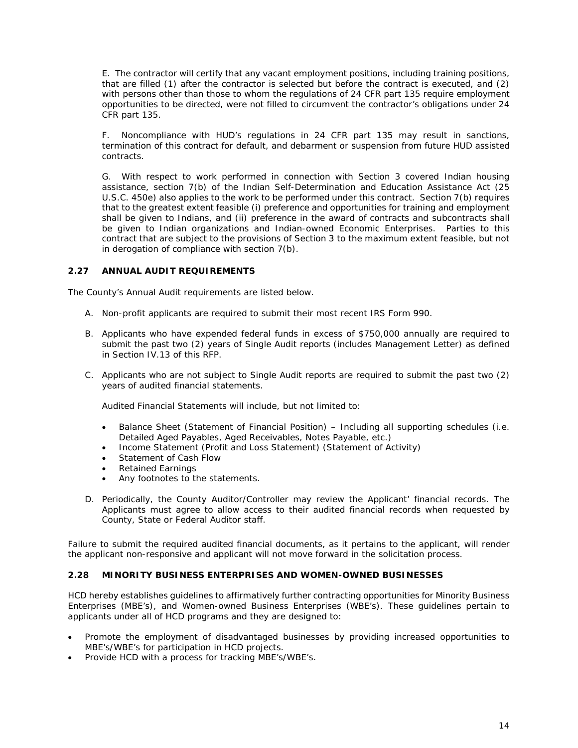E. The contractor will certify that any vacant employment positions, including training positions, that are filled (1) after the contractor is selected but before the contract is executed, and (2) with persons other than those to whom the regulations of 24 CFR part 135 require employment opportunities to be directed, were not filled to circumvent the contractor's obligations under 24 CFR part 135.

F. Noncompliance with HUD's regulations in 24 CFR part 135 may result in sanctions, termination of this contract for default, and debarment or suspension from future HUD assisted contracts.

G. With respect to work performed in connection with Section 3 covered Indian housing assistance, section 7(b) of the Indian Self-Determination and Education Assistance Act (25 U.S.C. 450e) also applies to the work to be performed under this contract. Section 7(b) requires that to the greatest extent feasible (i) preference and opportunities for training and employment shall be given to Indians, and (ii) preference in the award of contracts and subcontracts shall be given to Indian organizations and Indian-owned Economic Enterprises. Parties to this contract that are subject to the provisions of Section 3 to the maximum extent feasible, but not in derogation of compliance with section 7(b).

### 2.27 ANNUAL AUDIT REQUIREMENTS

The County's Annual Audit requirements are listed below.

A. Non-profit applicants are required to submit their most recent IRS Form 990.

B. Applicants who have expended federal funds in excess of $750,000 annually are required to submit the past two (2) years of Single Audit reports (includes Management Letter) as defined in Section IV.13 of this RFP.

C. Applicants who are not subject to Single Audit reports are required to submit the past two (2) years of audited financial statements.

   Audited Financial Statements will include, but not limited to:

   - Balance Sheet (Statement of Financial Position) – Including all supporting schedules (i.e. Detailed Aged Payables, Aged Receivables, Notes Payable, etc.)
   - Income Statement (Profit and Loss Statement) (Statement of Activity)
   - Statement of Cash Flow
   - Retained Earnings
   - Any footnotes to the statements.

D. Periodically, the County Auditor/Controller may review the Applicant' financial records. The Applicants must agree to allow access to their audited financial records when requested by County, State or Federal Auditor staff.

Failure to submit the required audited financial documents, as it pertains to the applicant, will render the applicant non-responsive and applicant will not move forward in the solicitation process.

### 2.28 MINORITY BUSINESS ENTERPRISES AND WOMEN-OWNED BUSINESSES

HCD hereby establishes guidelines to affirmatively further contracting opportunities for Minority Business Enterprises (MBE's), and Women-owned Business Enterprises (WBE's). These guidelines pertain to applicants under all of HCD programs and they are designed to:

- Promote the employment of disadvantaged businesses by providing increased opportunities to MBE's/WBE's for participation in HCD projects.
- Provide HCD with a process for tracking MBE's/WBE's.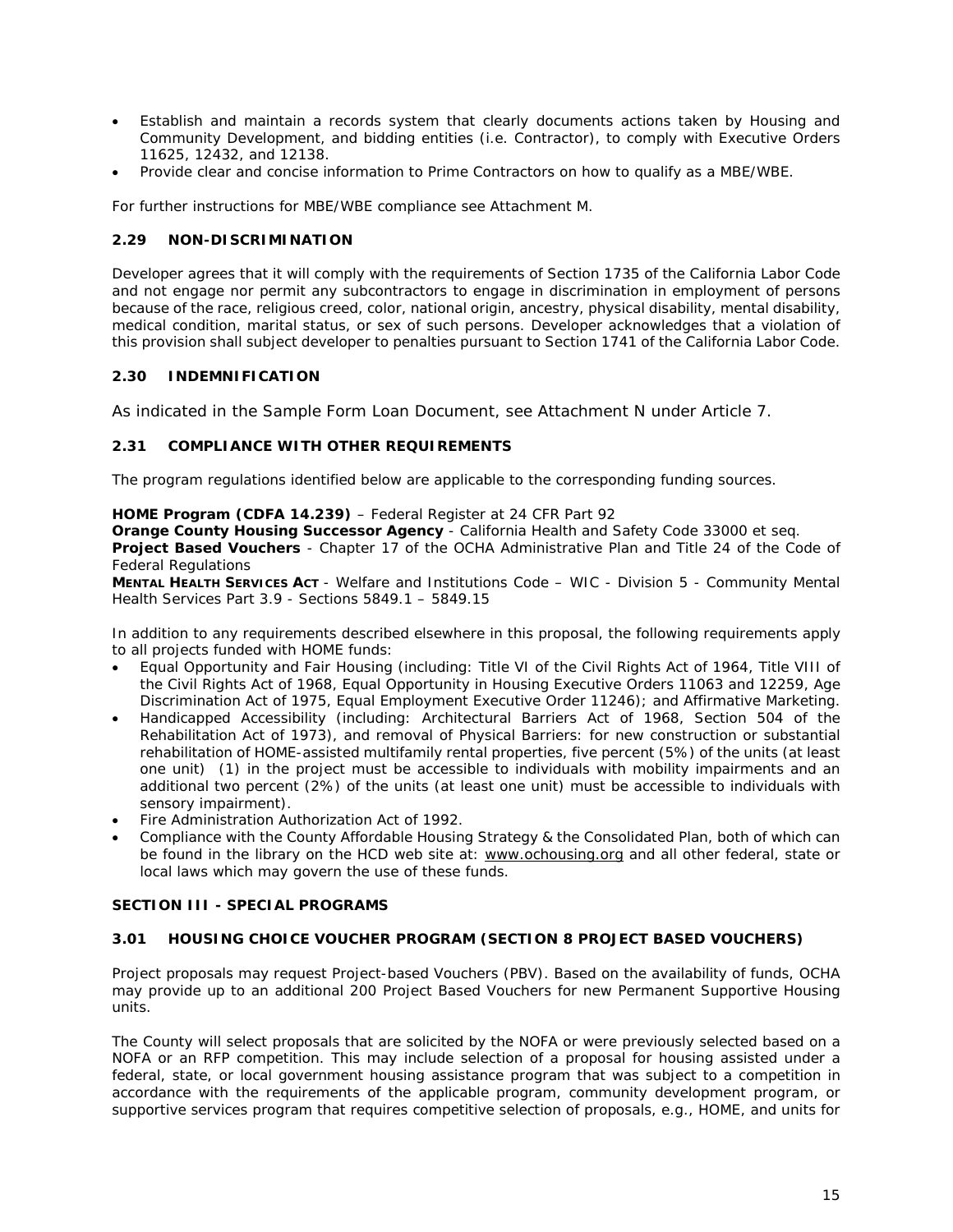- Establish and maintain a records system that clearly documents actions taken by Housing and Community Development, and bidding entities (i.e. Contractor), to comply with Executive Orders 11625, 12432, and 12138.
- Provide clear and concise information to Prime Contractors on how to qualify as a MBE/WBE.

For further instructions for MBE/WBE compliance see Attachment M.

### 2.29 NON-DISCRIMINATION

Developer agrees that it will comply with the requirements of Section 1735 of the California Labor Code and not engage nor permit any subcontractors to engage in discrimination in employment of persons because of the race, religious creed, color, national origin, ancestry, physical disability, mental disability, medical condition, marital status, or sex of such persons. Developer acknowledges that a violation of this provision shall subject developer to penalties pursuant to Section 1741 of the California Labor Code.

### 2.30 INDEMNIFICATION

As indicated in the Sample Form Loan Document, see Attachment N under Article 7.

### 2.31 COMPLIANCE WITH OTHER REQUIREMENTS

The program regulations identified below are applicable to the corresponding funding sources.

**HOME Program (CDFA 14.239)** – Federal Register at 24 CFR Part 92
**Orange County Housing Successor Agency** - California Health and Safety Code 33000 et seq.
**Project Based Vouchers** - Chapter 17 of the OCHA Administrative Plan and Title 24 of the Code of Federal Regulations
**MENTAL HEALTH SERVICES ACT** - Welfare and Institutions Code – WIC - Division 5 - Community Mental Health Services Part 3.9 - Sections 5849.1 – 5849.15

In addition to any requirements described elsewhere in this proposal, the following requirements apply to all projects funded with HOME funds:

- Equal Opportunity and Fair Housing (including: Title VI of the Civil Rights Act of 1964, Title VIII of the Civil Rights Act of 1968, Equal Opportunity in Housing Executive Orders 11063 and 12259, Age Discrimination Act of 1975, Equal Employment Executive Order 11246); and Affirmative Marketing.
- Handicapped Accessibility (including: Architectural Barriers Act of 1968, Section 504 of the Rehabilitation Act of 1973), and removal of Physical Barriers: for new construction or substantial rehabilitation of HOME-assisted multifamily rental properties, five percent (5%) of the units (at least one unit) (1) in the project must be accessible to individuals with mobility impairments and an additional two percent (2%) of the units (at least one unit) must be accessible to individuals with sensory impairment).
- Fire Administration Authorization Act of 1992.
- Compliance with the County Affordable Housing Strategy & the Consolidated Plan, both of which can be found in the library on the HCD web site at: www.ochousing.org and all other federal, state or local laws which may govern the use of these funds.

## SECTION III - SPECIAL PROGRAMS

### 3.01 HOUSING CHOICE VOUCHER PROGRAM (SECTION 8 PROJECT BASED VOUCHERS)

Project proposals may request Project-based Vouchers (PBV). Based on the availability of funds, OCHA may provide up to an additional 200 Project Based Vouchers for new Permanent Supportive Housing units.

The County will select proposals that are solicited by the NOFA or were previously selected based on a NOFA or an RFP competition. This may include selection of a proposal for housing assisted under a federal, state, or local government housing assistance program that was subject to a competition in accordance with the requirements of the applicable program, community development program, or supportive services program that requires competitive selection of proposals, e.g., HOME, and units for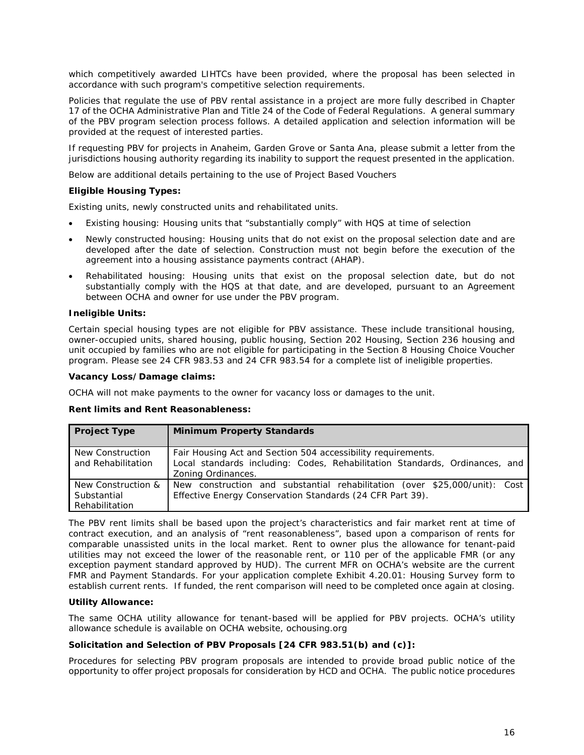which competitively awarded LIHTCs have been provided, where the proposal has been selected in accordance with such program's competitive selection requirements.

Policies that regulate the use of PBV rental assistance in a project are more fully described in Chapter 17 of the OCHA Administrative Plan and Title 24 of the Code of Federal Regulations. A general summary of the PBV program selection process follows. A detailed application and selection information will be provided at the request of interested parties.

If requesting PBV for projects in Anaheim, Garden Grove or Santa Ana, please submit a letter from the jurisdictions housing authority regarding its inability to support the request presented in the application.

Below are additional details pertaining to the use of Project Based Vouchers

**Eligible Housing Types:**

Existing units, newly constructed units and rehabilitated units.

- Existing housing: Housing units that "substantially comply" with HQS at time of selection
- Newly constructed housing: Housing units that do not exist on the proposal selection date and are developed after the date of selection. Construction must not begin before the execution of the agreement into a housing assistance payments contract (AHAP).
- Rehabilitated housing: Housing units that exist on the proposal selection date, but do not substantially comply with the HQS at that date, and are developed, pursuant to an Agreement between OCHA and owner for use under the PBV program.

**Ineligible Units:**

Certain special housing types are not eligible for PBV assistance. These include transitional housing, owner-occupied units, shared housing, public housing, Section 202 Housing, Section 236 housing and unit occupied by families who are not eligible for participating in the Section 8 Housing Choice Voucher program. Please see 24 CFR 983.53 and 24 CFR 983.54 for a complete list of ineligible properties.

**Vacancy Loss/Damage claims:**

OCHA will not make payments to the owner for vacancy loss or damages to the unit.

**Rent limits and Rent Reasonableness:**

| Project Type | Minimum Property Standards |
|---|---|
| New Construction and Rehabilitation | Fair Housing Act and Section 504 accessibility requirements. Local standards including: Codes, Rehabilitation Standards, Ordinances, and Zoning Ordinances. |
| New Construction & Substantial Rehabilitation | New construction and substantial rehabilitation (over $25,000/unit): Cost Effective Energy Conservation Standards (24 CFR Part 39). |

The PBV rent limits shall be based upon the project's characteristics and fair market rent at time of contract execution, and an analysis of "rent reasonableness", based upon a comparison of rents for comparable unassisted units in the local market. Rent to owner plus the allowance for tenant-paid utilities may not exceed the lower of the reasonable rent, or 110 per of the applicable FMR (or any exception payment standard approved by HUD). The current MFR on OCHA's website are the current FMR and Payment Standards. For your application complete Exhibit 4.20.01: Housing Survey form to establish current rents. If funded, the rent comparison will need to be completed once again at closing.

**Utility Allowance:**

The same OCHA utility allowance for tenant-based will be applied for PBV projects. OCHA's utility allowance schedule is available on OCHA website, ochousing.org

**Solicitation and Selection of PBV Proposals [24 CFR 983.51(b) and (c)]:**

Procedures for selecting PBV program proposals are intended to provide broad public notice of the opportunity to offer project proposals for consideration by HCD and OCHA. The public notice procedures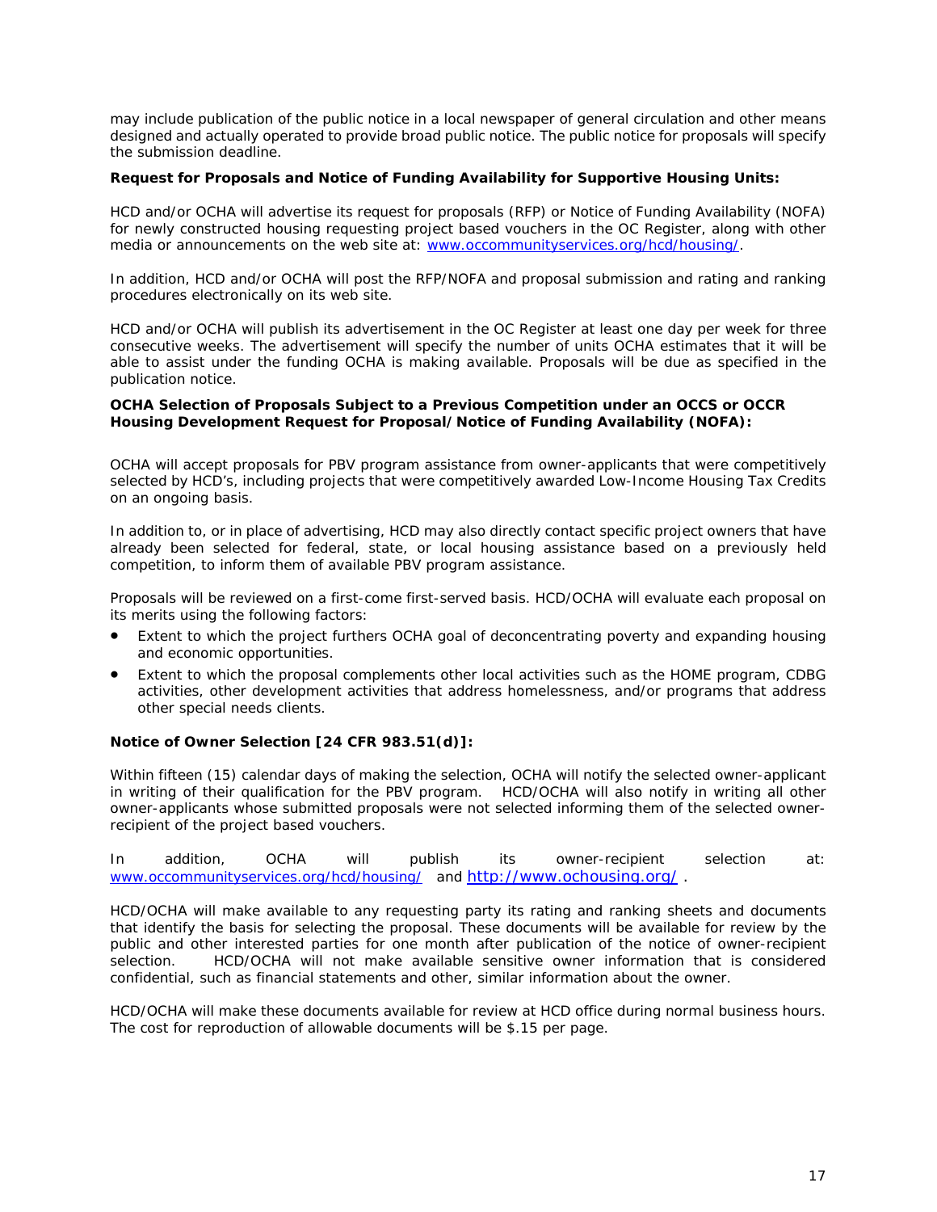may include publication of the public notice in a local newspaper of general circulation and other means designed and actually operated to provide broad public notice. The public notice for proposals will specify the submission deadline.

**Request for Proposals and Notice of Funding Availability for Supportive Housing Units:**

HCD and/or OCHA will advertise its request for proposals (RFP) or Notice of Funding Availability (NOFA) for newly constructed housing requesting project based vouchers in the OC Register, along with other media or announcements on the web site at: www.occommunityservices.org/hcd/housing/.

In addition, HCD and/or OCHA will post the RFP/NOFA and proposal submission and rating and ranking procedures electronically on its web site.

HCD and/or OCHA will publish its advertisement in the OC Register at least one day per week for three consecutive weeks. The advertisement will specify the number of units OCHA estimates that it will be able to assist under the funding OCHA is making available. Proposals will be due as specified in the publication notice.

**OCHA Selection of Proposals Subject to a Previous Competition under an OCCS or OCCR Housing Development Request for Proposal/Notice of Funding Availability (NOFA):**

OCHA will accept proposals for PBV program assistance from owner-applicants that were competitively selected by HCD's, including projects that were competitively awarded Low-Income Housing Tax Credits on an ongoing basis.

In addition to, or in place of advertising, HCD may also directly contact specific project owners that have already been selected for federal, state, or local housing assistance based on a previously held competition, to inform them of available PBV program assistance.

Proposals will be reviewed on a first-come first-served basis. HCD/OCHA will evaluate each proposal on its merits using the following factors:

- Extent to which the project furthers OCHA goal of deconcentrating poverty and expanding housing and economic opportunities.
- Extent to which the proposal complements other local activities such as the HOME program, CDBG activities, other development activities that address homelessness, and/or programs that address other special needs clients.

**Notice of Owner Selection [24 CFR 983.51(d)]:**

Within fifteen (15) calendar days of making the selection, OCHA will notify the selected owner-applicant in writing of their qualification for the PBV program. HCD/OCHA will also notify in writing all other owner-applicants whose submitted proposals were not selected informing them of the selected owner-recipient of the project based vouchers.

In addition, OCHA will publish its owner-recipient selection at: www.occommunityservices.org/hcd/housing/ and http://www.ochousing.org/ .

HCD/OCHA will make available to any requesting party its rating and ranking sheets and documents that identify the basis for selecting the proposal. These documents will be available for review by the public and other interested parties for one month after publication of the notice of owner-recipient selection. HCD/OCHA will not make available sensitive owner information that is considered confidential, such as financial statements and other, similar information about the owner.

HCD/OCHA will make these documents available for review at HCD office during normal business hours. The cost for reproduction of allowable documents will be $.15 per page.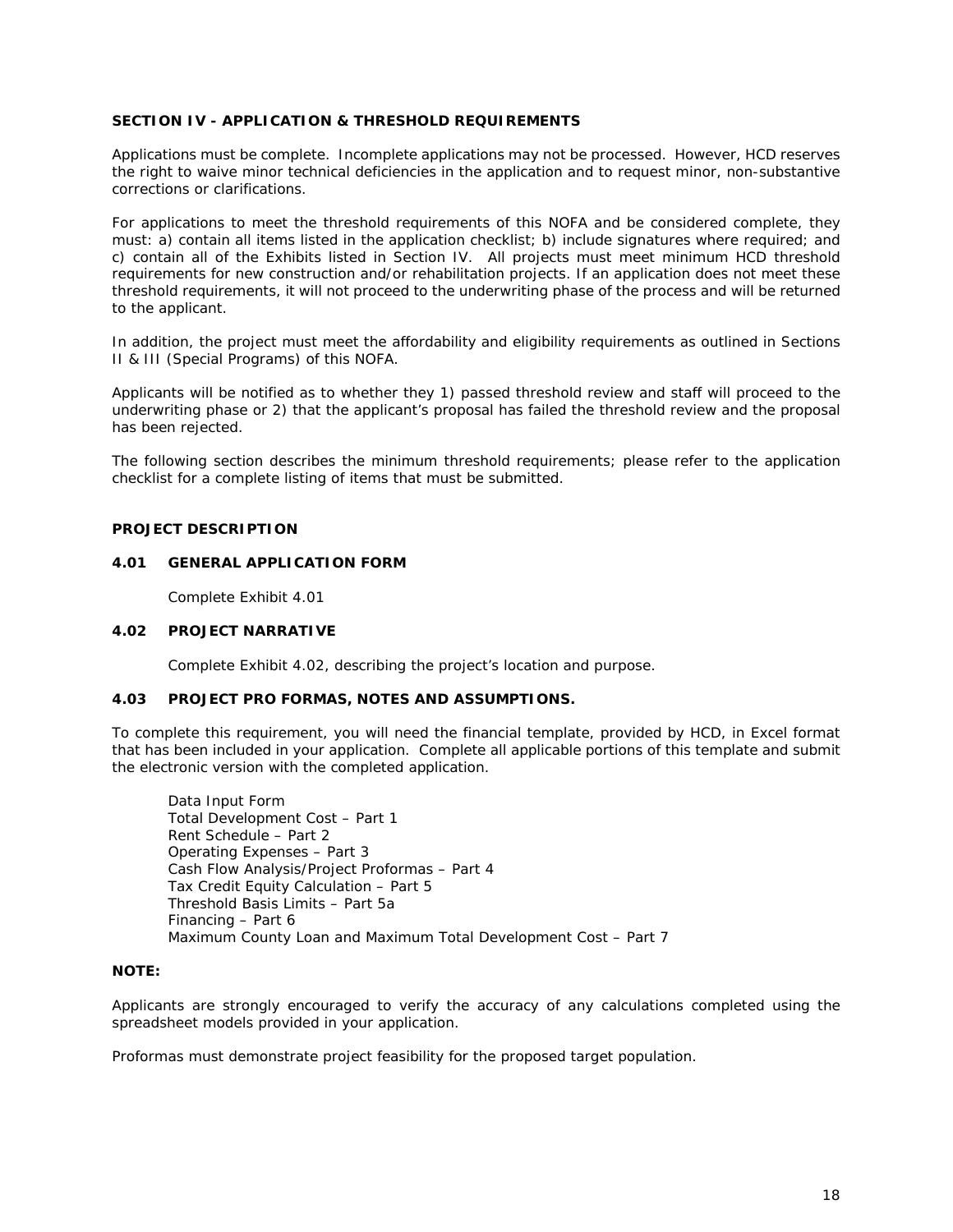## SECTION IV - APPLICATION & THRESHOLD REQUIREMENTS

Applications must be complete. Incomplete applications may not be processed. However, HCD reserves the right to waive minor technical deficiencies in the application and to request minor, non-substantive corrections or clarifications.

For applications to meet the threshold requirements of this NOFA and be considered complete, they must: a) contain all items listed in the application checklist; b) include signatures where required; and c) contain all of the Exhibits listed in Section IV. All projects must meet minimum HCD threshold requirements for new construction and/or rehabilitation projects. If an application does not meet these threshold requirements, it will not proceed to the underwriting phase of the process and will be returned to the applicant.

In addition, the project must meet the affordability and eligibility requirements as outlined in Sections II & III (Special Programs) of this NOFA.

Applicants will be notified as to whether they 1) passed threshold review and staff will proceed to the underwriting phase or 2) that the applicant's proposal has failed the threshold review and the proposal has been rejected.

The following section describes the minimum threshold requirements; please refer to the application checklist for a complete listing of items that must be submitted.

### PROJECT DESCRIPTION

#### 4.01 GENERAL APPLICATION FORM

Complete Exhibit 4.01

#### 4.02 PROJECT NARRATIVE

Complete Exhibit 4.02, describing the project's location and purpose.

#### 4.03 PROJECT PRO FORMAS, NOTES AND ASSUMPTIONS.

To complete this requirement, you will need the financial template, provided by HCD, in Excel format that has been included in your application. Complete all applicable portions of this template and submit the electronic version with the completed application.

- Data Input Form
- Total Development Cost – Part 1
- Rent Schedule – Part 2
- Operating Expenses – Part 3
- Cash Flow Analysis/Project Proformas – Part 4
- Tax Credit Equity Calculation – Part 5
- Threshold Basis Limits – Part 5a
- Financing – Part 6
- Maximum County Loan and Maximum Total Development Cost – Part 7

**NOTE:**

Applicants are strongly encouraged to verify the accuracy of any calculations completed using the spreadsheet models provided in your application.

Proformas must demonstrate project feasibility for the proposed target population.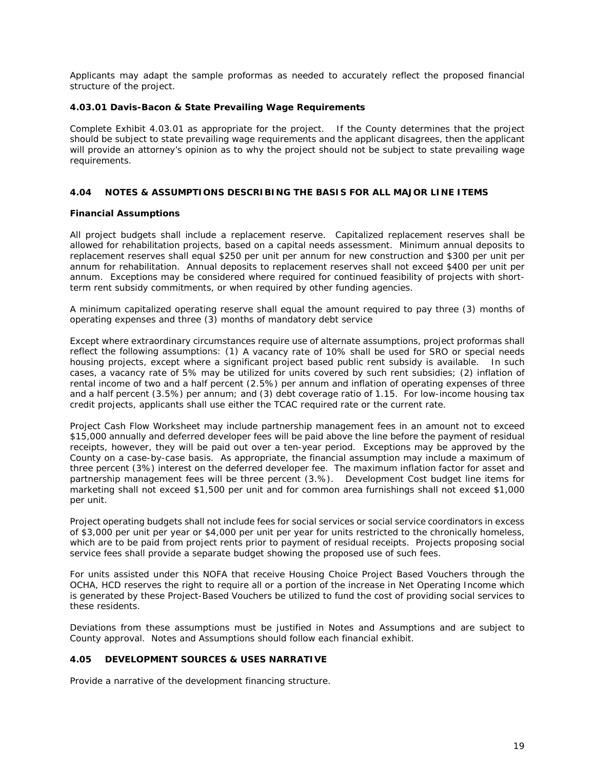Applicants may adapt the sample proformas as needed to accurately reflect the proposed financial structure of the project.

#### 4.03.01 Davis-Bacon & State Prevailing Wage Requirements

Complete Exhibit 4.03.01 as appropriate for the project. If the County determines that the project should be subject to state prevailing wage requirements and the applicant disagrees, then the applicant will provide an attorney's opinion as to why the project should not be subject to state prevailing wage requirements.

### 4.04 NOTES & ASSUMPTIONS DESCRIBING THE BASIS FOR ALL MAJOR LINE ITEMS

#### Financial Assumptions

All project budgets shall include a replacement reserve. Capitalized replacement reserves shall be allowed for rehabilitation projects, based on a capital needs assessment. Minimum annual deposits to replacement reserves shall equal $250 per unit per annum for new construction and $300 per unit per annum for rehabilitation. Annual deposits to replacement reserves shall not exceed $400 per unit per annum. Exceptions may be considered where required for continued feasibility of projects with short-term rent subsidy commitments, or when required by other funding agencies.

A minimum capitalized operating reserve shall equal the amount required to pay three (3) months of operating expenses and three (3) months of mandatory debt service

Except where extraordinary circumstances require use of alternate assumptions, project proformas shall reflect the following assumptions: (1) A vacancy rate of 10% shall be used for SRO or special needs housing projects, except where a significant project based public rent subsidy is available. In such cases, a vacancy rate of 5% may be utilized for units covered by such rent subsidies; (2) inflation of rental income of two and a half percent (2.5%) per annum and inflation of operating expenses of three and a half percent (3.5%) per annum; and (3) debt coverage ratio of 1.15. For low-income housing tax credit projects, applicants shall use either the TCAC required rate or the current rate.

Project Cash Flow Worksheet may include partnership management fees in an amount not to exceed $15,000 annually and deferred developer fees will be paid above the line before the payment of residual receipts, however, they will be paid out over a ten-year period. Exceptions may be approved by the County on a case-by-case basis. As appropriate, the financial assumption may include a maximum of three percent (3%) interest on the deferred developer fee. The maximum inflation factor for asset and partnership management fees will be three percent (3.%). Development Cost budget line items for marketing shall not exceed $1,500 per unit and for common area furnishings shall not exceed $1,000 per unit.

Project operating budgets shall not include fees for social services or social service coordinators in excess of $3,000 per unit per year or $4,000 per unit per year for units restricted to the chronically homeless, which are to be paid from project rents prior to payment of residual receipts. Projects proposing social service fees shall provide a separate budget showing the proposed use of such fees.

For units assisted under this NOFA that receive Housing Choice Project Based Vouchers through the OCHA, HCD reserves the right to require all or a portion of the increase in Net Operating Income which is generated by these Project-Based Vouchers be utilized to fund the cost of providing social services to these residents.

Deviations from these assumptions must be justified in Notes and Assumptions and are subject to County approval. Notes and Assumptions should follow each financial exhibit.

### 4.05 DEVELOPMENT SOURCES & USES NARRATIVE

Provide a narrative of the development financing structure.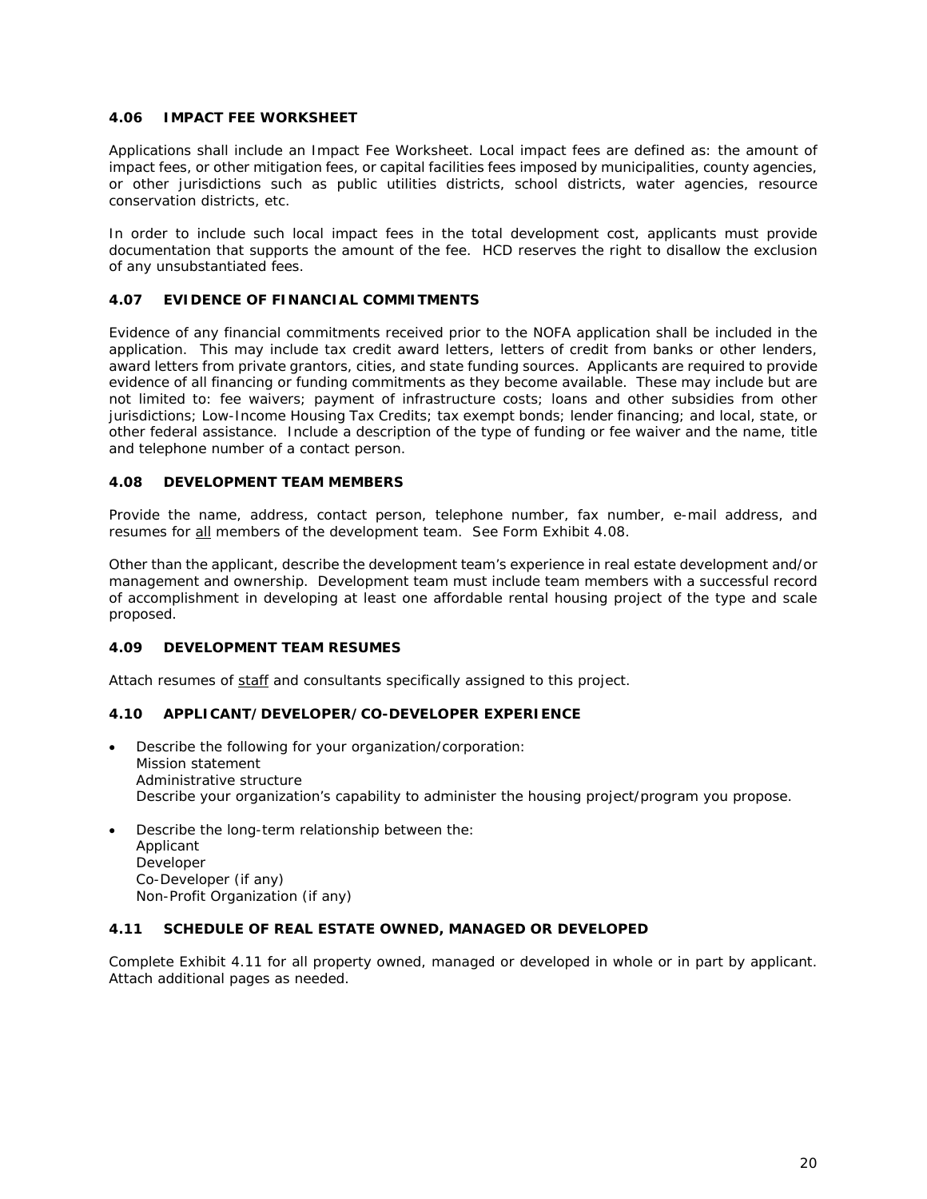### 4.06 IMPACT FEE WORKSHEET

Applications shall include an Impact Fee Worksheet. Local impact fees are defined as: the amount of impact fees, or other mitigation fees, or capital facilities fees imposed by municipalities, county agencies, or other jurisdictions such as public utilities districts, school districts, water agencies, resource conservation districts, etc.

In order to include such local impact fees in the total development cost, applicants must provide documentation that supports the amount of the fee. HCD reserves the right to disallow the exclusion of any unsubstantiated fees.

### 4.07 EVIDENCE OF FINANCIAL COMMITMENTS

Evidence of any financial commitments received prior to the NOFA application shall be included in the application. This may include tax credit award letters, letters of credit from banks or other lenders, award letters from private grantors, cities, and state funding sources. Applicants are required to provide evidence of all financing or funding commitments as they become available. These may include but are not limited to: fee waivers; payment of infrastructure costs; loans and other subsidies from other jurisdictions; Low-Income Housing Tax Credits; tax exempt bonds; lender financing; and local, state, or other federal assistance. Include a description of the type of funding or fee waiver and the name, title and telephone number of a contact person.

### 4.08 DEVELOPMENT TEAM MEMBERS

Provide the name, address, contact person, telephone number, fax number, e-mail address, and resumes for <u>all</u> members of the development team. See Form Exhibit 4.08.

Other than the applicant, describe the development team's experience in real estate development and/or management and ownership. Development team must include team members with a successful record of accomplishment in developing at least one affordable rental housing project of the type and scale proposed.

### 4.09 DEVELOPMENT TEAM RESUMES

Attach resumes of <u>staff</u> and consultants specifically assigned to this project.

### 4.10 APPLICANT/DEVELOPER/CO-DEVELOPER EXPERIENCE

- Describe the following for your organization/corporation:
  Mission statement
  Administrative structure
  Describe your organization's capability to administer the housing project/program you propose.

- Describe the long-term relationship between the:
  Applicant
  Developer
  Co-Developer (if any)
  Non-Profit Organization (if any)

### 4.11 SCHEDULE OF REAL ESTATE OWNED, MANAGED OR DEVELOPED

Complete Exhibit 4.11 for all property owned, managed or developed in whole or in part by applicant. Attach additional pages as needed.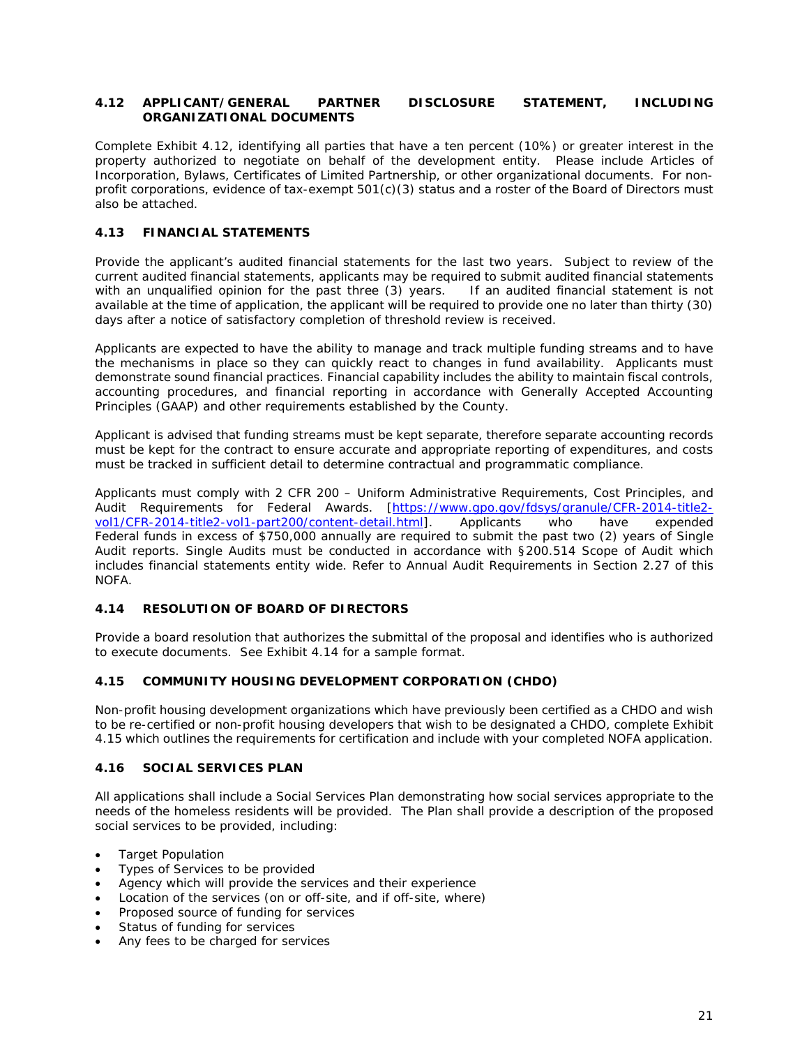### 4.12 APPLICANT/GENERAL PARTNER DISCLOSURE STATEMENT, INCLUDING ORGANIZATIONAL DOCUMENTS

Complete Exhibit 4.12, identifying all parties that have a ten percent (10%) or greater interest in the property authorized to negotiate on behalf of the development entity. Please include Articles of Incorporation, Bylaws, Certificates of Limited Partnership, or other organizational documents. For non-profit corporations, evidence of tax-exempt 501(c)(3) status and a roster of the Board of Directors must also be attached.

### 4.13 FINANCIAL STATEMENTS

Provide the applicant's audited financial statements for the last two years. Subject to review of the current audited financial statements, applicants may be required to submit audited financial statements with an unqualified opinion for the past three (3) years. If an audited financial statement is not available at the time of application, the applicant will be required to provide one no later than thirty (30) days after a notice of satisfactory completion of threshold review is received.

Applicants are expected to have the ability to manage and track multiple funding streams and to have the mechanisms in place so they can quickly react to changes in fund availability. Applicants must demonstrate sound financial practices. Financial capability includes the ability to maintain fiscal controls, accounting procedures, and financial reporting in accordance with Generally Accepted Accounting Principles (GAAP) and other requirements established by the County.

Applicant is advised that funding streams must be kept separate, therefore separate accounting records must be kept for the contract to ensure accurate and appropriate reporting of expenditures, and costs must be tracked in sufficient detail to determine contractual and programmatic compliance.

Applicants must comply with 2 CFR 200 – Uniform Administrative Requirements, Cost Principles, and Audit Requirements for Federal Awards. [https://www.gpo.gov/fdsys/granule/CFR-2014-title2-vol1/CFR-2014-title2-vol1-part200/content-detail.html]. Applicants who have expended Federal funds in excess of $750,000 annually are required to submit the past two (2) years of Single Audit reports. Single Audits must be conducted in accordance with §200.514 Scope of Audit which includes financial statements entity wide. Refer to Annual Audit Requirements in Section 2.27 of this NOFA.

### 4.14 RESOLUTION OF BOARD OF DIRECTORS

Provide a board resolution that authorizes the submittal of the proposal and identifies who is authorized to execute documents. See Exhibit 4.14 for a sample format.

### 4.15 COMMUNITY HOUSING DEVELOPMENT CORPORATION (CHDO)

Non-profit housing development organizations which have previously been certified as a CHDO and wish to be re-certified or non-profit housing developers that wish to be designated a CHDO, complete Exhibit 4.15 which outlines the requirements for certification and include with your completed NOFA application.

### 4.16 SOCIAL SERVICES PLAN

All applications shall include a Social Services Plan demonstrating how social services appropriate to the needs of the homeless residents will be provided. The Plan shall provide a description of the proposed social services to be provided, including:

- Target Population
- Types of Services to be provided
- Agency which will provide the services and their experience
- Location of the services (on or off-site, and if off-site, where)
- Proposed source of funding for services
- Status of funding for services
- Any fees to be charged for services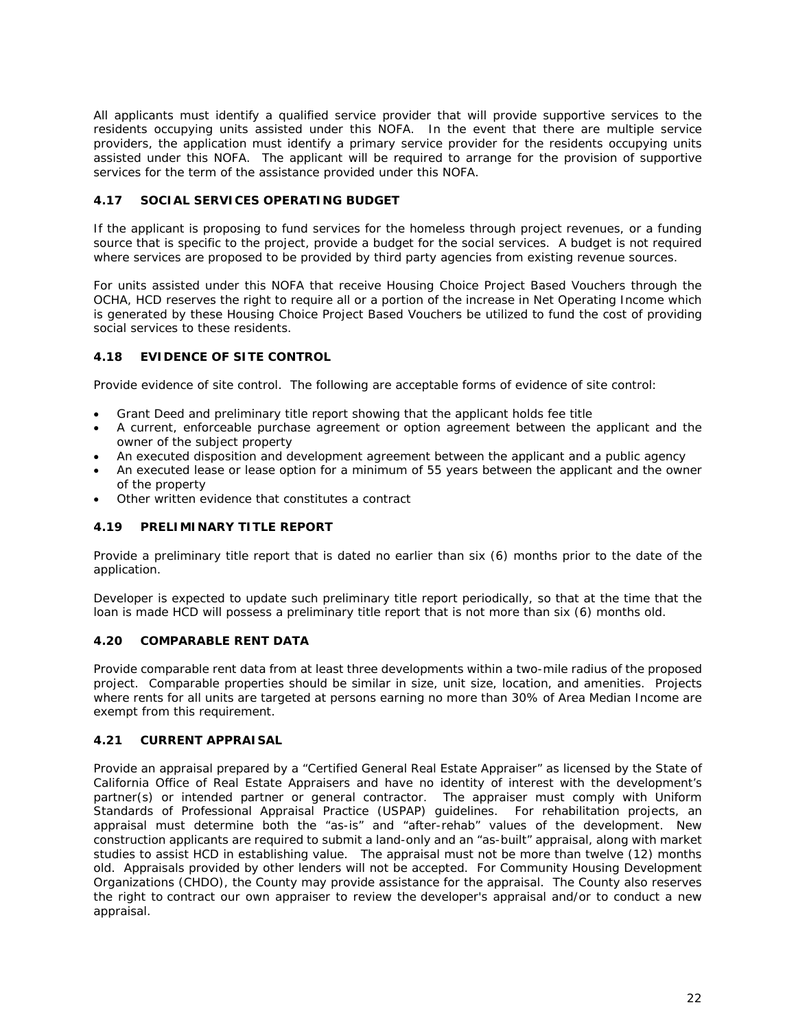All applicants must identify a qualified service provider that will provide supportive services to the residents occupying units assisted under this NOFA. In the event that there are multiple service providers, the application must identify a primary service provider for the residents occupying units assisted under this NOFA. The applicant will be required to arrange for the provision of supportive services for the term of the assistance provided under this NOFA.

### 4.17 SOCIAL SERVICES OPERATING BUDGET

If the applicant is proposing to fund services for the homeless through project revenues, or a funding source that is specific to the project, provide a budget for the social services. A budget is not required where services are proposed to be provided by third party agencies from existing revenue sources.

For units assisted under this NOFA that receive Housing Choice Project Based Vouchers through the OCHA, HCD reserves the right to require all or a portion of the increase in Net Operating Income which is generated by these Housing Choice Project Based Vouchers be utilized to fund the cost of providing social services to these residents.

### 4.18 EVIDENCE OF SITE CONTROL

Provide evidence of site control. The following are acceptable forms of evidence of site control:

- Grant Deed and preliminary title report showing that the applicant holds fee title
- A current, enforceable purchase agreement or option agreement between the applicant and the owner of the subject property
- An executed disposition and development agreement between the applicant and a public agency
- An executed lease or lease option for a minimum of 55 years between the applicant and the owner of the property
- Other written evidence that constitutes a contract

### 4.19 PRELIMINARY TITLE REPORT

Provide a preliminary title report that is dated no earlier than six (6) months prior to the date of the application.

Developer is expected to update such preliminary title report periodically, so that at the time that the loan is made HCD will possess a preliminary title report that is not more than six (6) months old.

### 4.20 COMPARABLE RENT DATA

Provide comparable rent data from at least three developments within a two-mile radius of the proposed project. Comparable properties should be similar in size, unit size, location, and amenities. Projects where rents for all units are targeted at persons earning no more than 30% of Area Median Income are exempt from this requirement.

### 4.21 CURRENT APPRAISAL

Provide an appraisal prepared by a "Certified General Real Estate Appraiser" as licensed by the State of California Office of Real Estate Appraisers and have no identity of interest with the development's partner(s) or intended partner or general contractor. The appraiser must comply with Uniform Standards of Professional Appraisal Practice (USPAP) guidelines. For rehabilitation projects, an appraisal must determine both the "as-is" and "after-rehab" values of the development. New construction applicants are required to submit a land-only and an "as-built" appraisal, along with market studies to assist HCD in establishing value. The appraisal must not be more than twelve (12) months old. Appraisals provided by other lenders will not be accepted. For Community Housing Development Organizations (CHDO), the County may provide assistance for the appraisal. The County also reserves the right to contract our own appraiser to review the developer's appraisal and/or to conduct a new appraisal.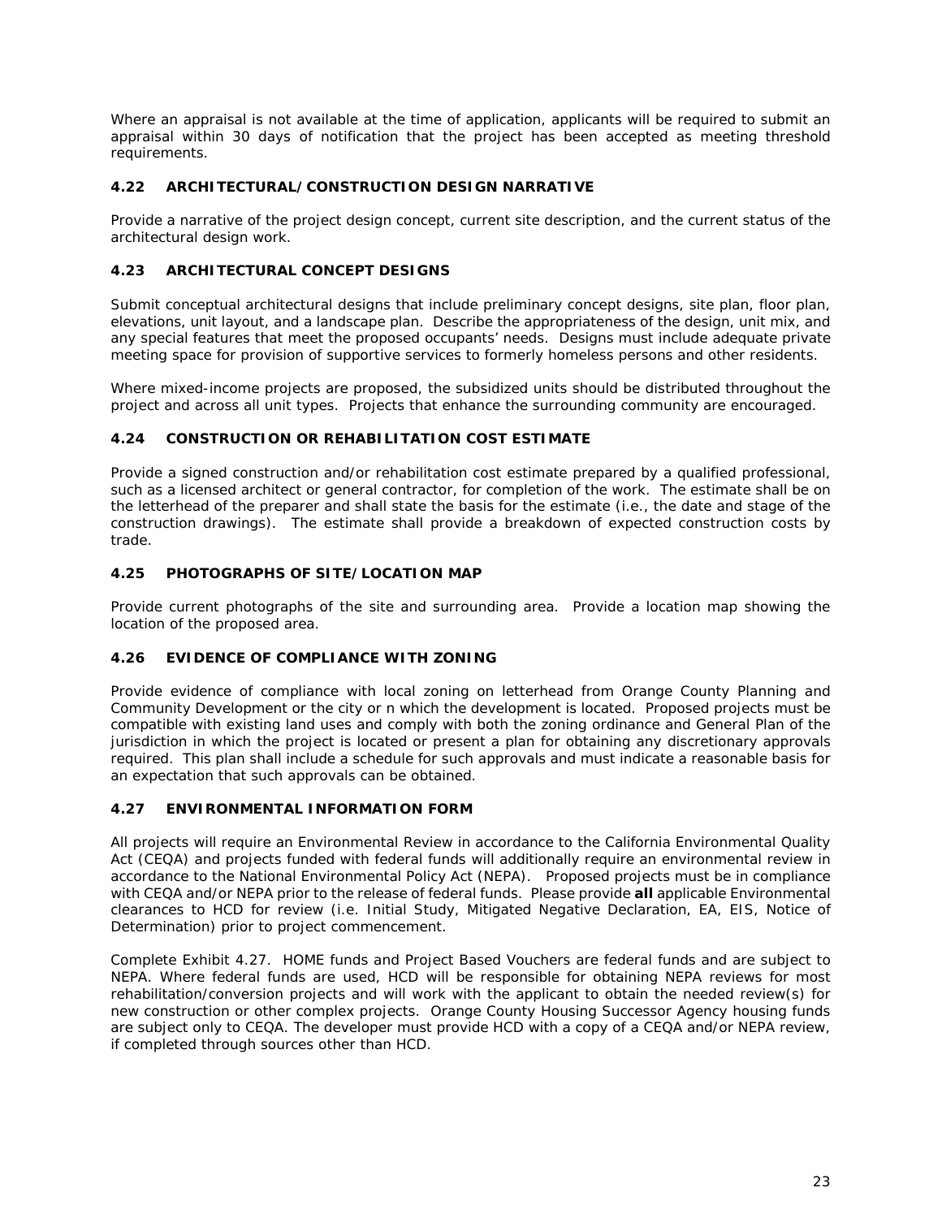Where an appraisal is not available at the time of application, applicants will be required to submit an appraisal within 30 days of notification that the project has been accepted as meeting threshold requirements.

### 4.22 ARCHITECTURAL/CONSTRUCTION DESIGN NARRATIVE

Provide a narrative of the project design concept, current site description, and the current status of the architectural design work.

### 4.23 ARCHITECTURAL CONCEPT DESIGNS

Submit conceptual architectural designs that include preliminary concept designs, site plan, floor plan, elevations, unit layout, and a landscape plan. Describe the appropriateness of the design, unit mix, and any special features that meet the proposed occupants' needs. Designs must include adequate private meeting space for provision of supportive services to formerly homeless persons and other residents.

Where mixed-income projects are proposed, the subsidized units should be distributed throughout the project and across all unit types. Projects that enhance the surrounding community are encouraged.

### 4.24 CONSTRUCTION OR REHABILITATION COST ESTIMATE

Provide a signed construction and/or rehabilitation cost estimate prepared by a qualified professional, such as a licensed architect or general contractor, for completion of the work. The estimate shall be on the letterhead of the preparer and shall state the basis for the estimate (i.e., the date and stage of the construction drawings). The estimate shall provide a breakdown of expected construction costs by trade.

### 4.25 PHOTOGRAPHS OF SITE/LOCATION MAP

Provide current photographs of the site and surrounding area. Provide a location map showing the location of the proposed area.

### 4.26 EVIDENCE OF COMPLIANCE WITH ZONING

Provide evidence of compliance with local zoning on letterhead from Orange County Planning and Community Development or the city or n which the development is located. Proposed projects must be compatible with existing land uses and comply with both the zoning ordinance and General Plan of the jurisdiction in which the project is located or present a plan for obtaining any discretionary approvals required. This plan shall include a schedule for such approvals and must indicate a reasonable basis for an expectation that such approvals can be obtained.

### 4.27 ENVIRONMENTAL INFORMATION FORM

All projects will require an Environmental Review in accordance to the California Environmental Quality Act (CEQA) and projects funded with federal funds will additionally require an environmental review in accordance to the National Environmental Policy Act (NEPA). Proposed projects must be in compliance with CEQA and/or NEPA prior to the release of federal funds. Please provide **all** applicable Environmental clearances to HCD for review (i.e. Initial Study, Mitigated Negative Declaration, EA, EIS, Notice of Determination) prior to project commencement.

Complete Exhibit 4.27. HOME funds and Project Based Vouchers are federal funds and are subject to NEPA. Where federal funds are used, HCD will be responsible for obtaining NEPA reviews for most rehabilitation/conversion projects and will work with the applicant to obtain the needed review(s) for new construction or other complex projects. Orange County Housing Successor Agency housing funds are subject only to CEQA. The developer must provide HCD with a copy of a CEQA and/or NEPA review, if completed through sources other than HCD.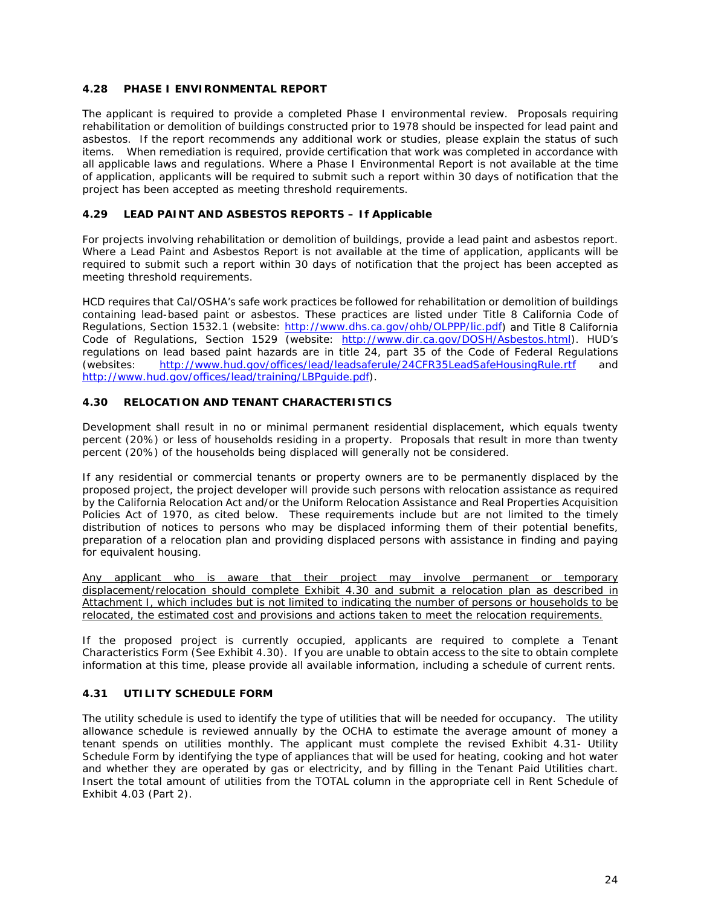### 4.28 PHASE I ENVIRONMENTAL REPORT

The applicant is required to provide a completed Phase I environmental review. Proposals requiring rehabilitation or demolition of buildings constructed prior to 1978 should be inspected for lead paint and asbestos. If the report recommends any additional work or studies, please explain the status of such items. When remediation is required, provide certification that work was completed in accordance with all applicable laws and regulations. Where a Phase I Environmental Report is not available at the time of application, applicants will be required to submit such a report within 30 days of notification that the project has been accepted as meeting threshold requirements.

### 4.29 LEAD PAINT AND ASBESTOS REPORTS – *If Applicable*

For projects involving rehabilitation or demolition of buildings, provide a lead paint and asbestos report. Where a Lead Paint and Asbestos Report is not available at the time of application, applicants will be required to submit such a report within 30 days of notification that the project has been accepted as meeting threshold requirements.

HCD requires that Cal/OSHA's safe work practices be followed for rehabilitation or demolition of buildings containing lead-based paint or asbestos. These practices are listed under Title 8 California Code of Regulations, Section 1532.1 (website: http://www.dhs.ca.gov/ohb/OLPPP/lic.pdf) and Title 8 California Code of Regulations, Section 1529 (website: http://www.dir.ca.gov/DOSH/Asbestos.html). HUD's regulations on lead based paint hazards are in title 24, part 35 of the Code of Federal Regulations (websites: http://www.hud.gov/offices/lead/leadsaferule/24CFR35LeadSafeHousingRule.rtf and http://www.hud.gov/offices/lead/training/LBPguide.pdf).

### 4.30 RELOCATION AND TENANT CHARACTERISTICS

Development shall result in no or minimal permanent residential displacement, which equals twenty percent (20%) or less of households residing in a property. Proposals that result in more than twenty percent (20%) of the households being displaced will generally not be considered.

If any residential or commercial tenants or property owners are to be permanently displaced by the proposed project, the project developer will provide such persons with relocation assistance as required by the California Relocation Act and/or the Uniform Relocation Assistance and Real Properties Acquisition Policies Act of 1970, as cited below. These requirements include but are not limited to the timely distribution of notices to persons who may be displaced informing them of their potential benefits, preparation of a relocation plan and providing displaced persons with assistance in finding and paying for equivalent housing.

<u>Any applicant who is aware that their project may involve permanent or temporary displacement/relocation should complete Exhibit 4.30 and submit a relocation plan as described in Attachment I, which includes but is not limited to indicating the number of persons or households to be relocated, the estimated cost and provisions and actions taken to meet the relocation requirements.</u>

If the proposed project is currently occupied, applicants are required to complete a Tenant Characteristics Form (See Exhibit 4.30). If you are unable to obtain access to the site to obtain complete information at this time, please provide all available information, including a schedule of current rents.

### 4.31 UTILITY SCHEDULE FORM

The utility schedule is used to identify the type of utilities that will be needed for occupancy. The utility allowance schedule is reviewed annually by the OCHA to estimate the average amount of money a tenant spends on utilities monthly. The applicant must complete the revised Exhibit 4.31- Utility Schedule Form by identifying the type of appliances that will be used for heating, cooking and hot water and whether they are operated by gas or electricity, and by filling in the Tenant Paid Utilities chart. Insert the total amount of utilities from the TOTAL column in the appropriate cell in Rent Schedule of Exhibit 4.03 (Part 2).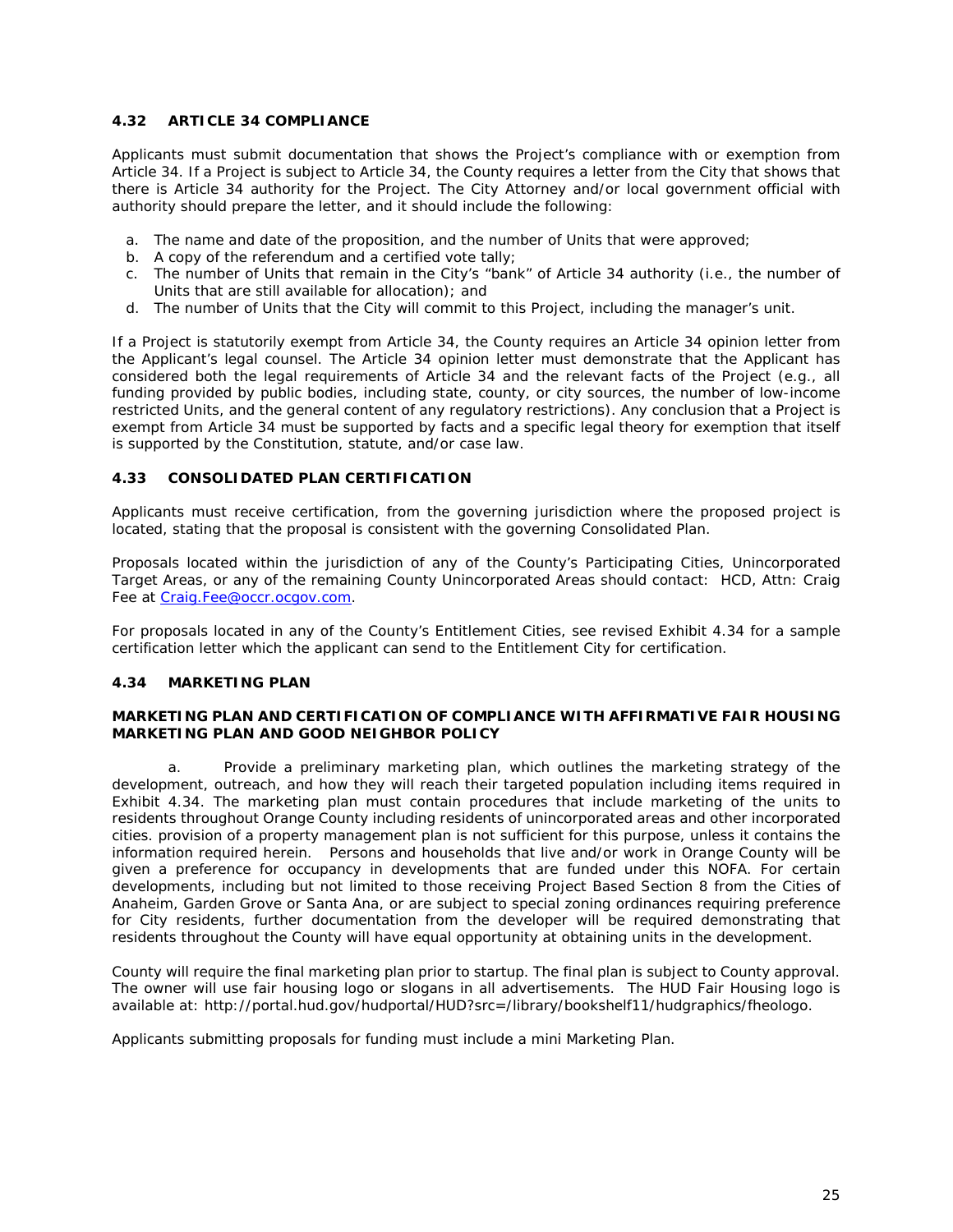### 4.32 ARTICLE 34 COMPLIANCE

Applicants must submit documentation that shows the Project's compliance with or exemption from Article 34. If a Project is subject to Article 34, the County requires a letter from the City that shows that there is Article 34 authority for the Project. The City Attorney and/or local government official with authority should prepare the letter, and it should include the following:

a. The name and date of the proposition, and the number of Units that were approved;
b. A copy of the referendum and a certified vote tally;
c. The number of Units that remain in the City's "bank" of Article 34 authority (i.e., the number of Units that are still available for allocation); and
d. The number of Units that the City will commit to this Project, including the manager's unit.

If a Project is statutorily exempt from Article 34, the County requires an Article 34 opinion letter from the Applicant's legal counsel. The Article 34 opinion letter must demonstrate that the Applicant has considered both the legal requirements of Article 34 and the relevant facts of the Project (e.g., all funding provided by public bodies, including state, county, or city sources, the number of low-income restricted Units, and the general content of any regulatory restrictions). Any conclusion that a Project is exempt from Article 34 must be supported by facts and a specific legal theory for exemption that itself is supported by the Constitution, statute, and/or case law.

### 4.33 CONSOLIDATED PLAN CERTIFICATION

Applicants must receive certification, from the governing jurisdiction where the proposed project is located, stating that the proposal is consistent with the governing Consolidated Plan.

Proposals located within the jurisdiction of any of the County's Participating Cities, Unincorporated Target Areas, or any of the remaining County Unincorporated Areas should contact: HCD, Attn: Craig Fee at Craig.Fee@occr.ocgov.com.

For proposals located in any of the County's Entitlement Cities, see revised Exhibit 4.34 for a sample certification letter which the applicant can send to the Entitlement City for certification.

### 4.34 MARKETING PLAN

**MARKETING PLAN AND CERTIFICATION OF COMPLIANCE WITH AFFIRMATIVE FAIR HOUSING MARKETING PLAN AND GOOD NEIGHBOR POLICY**

a. Provide a preliminary marketing plan, which outlines the marketing strategy of the development, outreach, and how they will reach their targeted population including items required in Exhibit 4.34. The marketing plan must contain procedures that include marketing of the units to residents throughout Orange County including residents of unincorporated areas and other incorporated cities. provision of a property management plan is not sufficient for this purpose, unless it contains the information required herein. Persons and households that live and/or work in Orange County will be given a preference for occupancy in developments that are funded under this NOFA. For certain developments, including but not limited to those receiving Project Based Section 8 from the Cities of Anaheim, Garden Grove or Santa Ana, or are subject to special zoning ordinances requiring preference for City residents, further documentation from the developer will be required demonstrating that residents throughout the County will have equal opportunity at obtaining units in the development.

County will require the final marketing plan prior to startup. The final plan is subject to County approval. The owner will use fair housing logo or slogans in all advertisements. The HUD Fair Housing logo is available at: http://portal.hud.gov/hudportal/HUD?src=/library/bookshelf11/hudgraphics/fheologo.

Applicants submitting proposals for funding must include a mini Marketing Plan.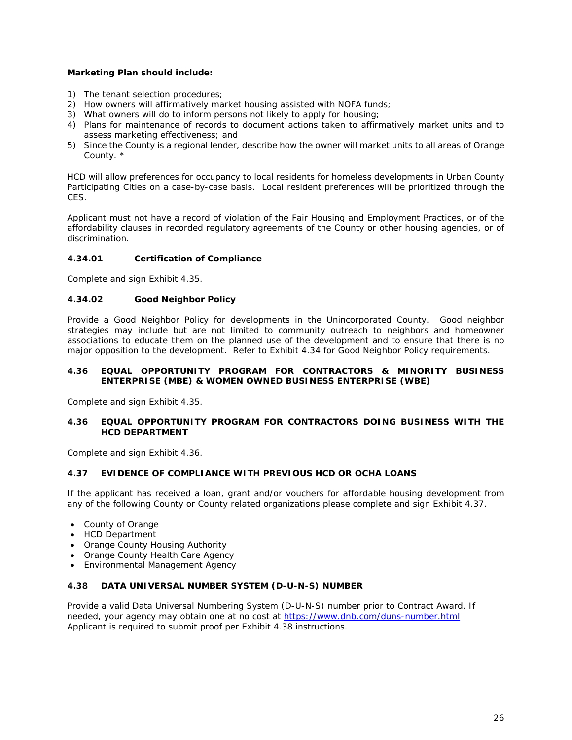**Marketing Plan should include:**

1) The tenant selection procedures;
2) How owners will affirmatively market housing assisted with NOFA funds;
3) What owners will do to inform persons not likely to apply for housing;
4) Plans for maintenance of records to document actions taken to affirmatively market units and to assess marketing effectiveness; and
5) Since the County is a regional lender, describe how the owner will market units to all areas of Orange County. *

HCD will allow preferences for occupancy to local residents for homeless developments in Urban County Participating Cities on a case-by-case basis. Local resident preferences will be prioritized through the CES.

Applicant must not have a record of violation of the Fair Housing and Employment Practices, or of the affordability clauses in recorded regulatory agreements of the County or other housing agencies, or of discrimination.

#### 4.34.01 Certification of Compliance

Complete and sign Exhibit 4.35.

#### 4.34.02 Good Neighbor Policy

Provide a Good Neighbor Policy for developments in the Unincorporated County. Good neighbor strategies may include but are not limited to community outreach to neighbors and homeowner associations to educate them on the planned use of the development and to ensure that there is no major opposition to the development. Refer to Exhibit 4.34 for Good Neighbor Policy requirements.

### 4.36 EQUAL OPPORTUNITY PROGRAM FOR CONTRACTORS & MINORITY BUSINESS ENTERPRISE (MBE) & WOMEN OWNED BUSINESS ENTERPRISE (WBE)

Complete and sign Exhibit 4.35.

### 4.36 EQUAL OPPORTUNITY PROGRAM FOR CONTRACTORS DOING BUSINESS WITH THE HCD DEPARTMENT

Complete and sign Exhibit 4.36.

### 4.37 EVIDENCE OF COMPLIANCE WITH PREVIOUS HCD OR OCHA LOANS

If the applicant has received a loan, grant and/or vouchers for affordable housing development from any of the following County or County related organizations please complete and sign Exhibit 4.37.

- County of Orange
- HCD Department
- Orange County Housing Authority
- Orange County Health Care Agency
- Environmental Management Agency

### 4.38 DATA UNIVERSAL NUMBER SYSTEM (D-U-N-S) NUMBER

Provide a valid Data Universal Numbering System (D-U-N-S) number prior to Contract Award. If needed, your agency may obtain one at no cost at https://www.dnb.com/duns-number.html Applicant is required to submit proof per Exhibit 4.38 instructions.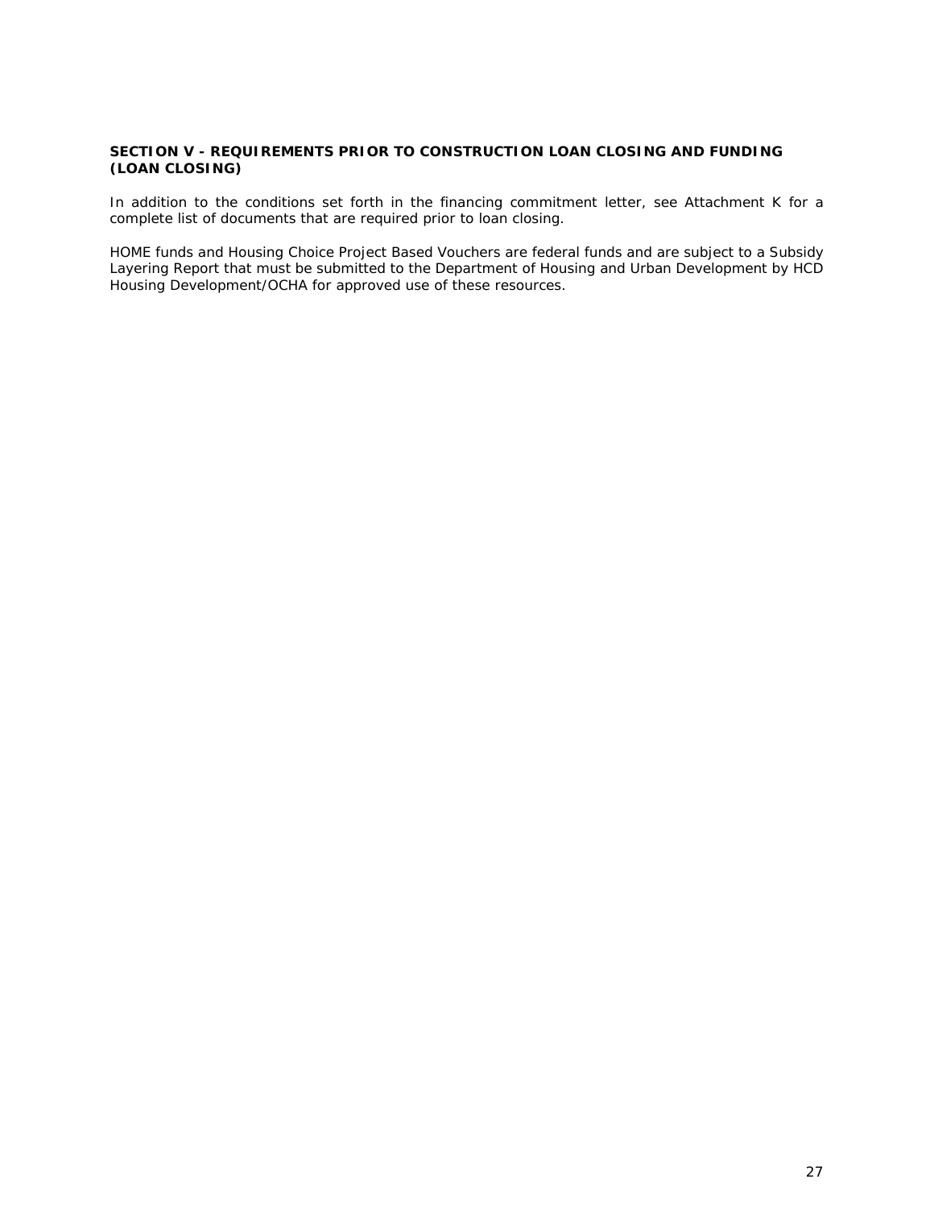**SECTION V - REQUIREMENTS PRIOR TO CONSTRUCTION LOAN CLOSING AND FUNDING (LOAN CLOSING)**

In addition to the conditions set forth in the financing commitment letter, see Attachment K for a complete list of documents that are required prior to loan closing.

HOME funds and Housing Choice Project Based Vouchers are federal funds and are subject to a Subsidy Layering Report that must be submitted to the Department of Housing and Urban Development by HCD Housing Development/OCHA for approved use of these resources.